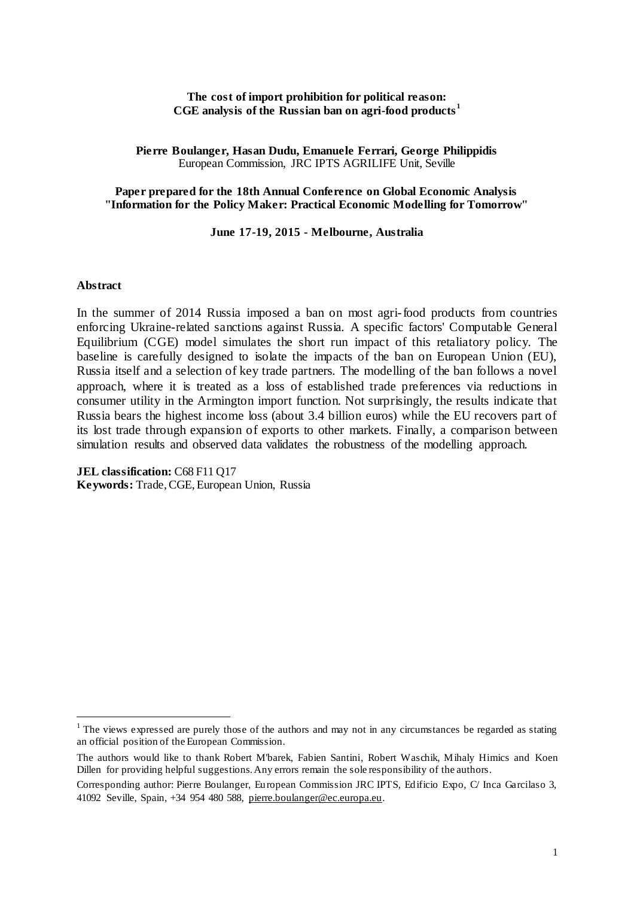# The cost of import prohibition for political reason: CGE analysis of the Russian ban on agri-food products[1]

**Pierre Boulanger, Hasan Dudu, Emanuele Ferrari, George Philippidis**
European Commission, JRC IPTS AGRILIFE Unit, Seville

**Paper prepared for the 18th Annual Conference on Global Economic Analysis "Information for the Policy Maker: Practical Economic Modelling for Tomorrow"**

**June 17-19, 2015 - Melbourne, Australia**

## Abstract

In the summer of 2014 Russia imposed a ban on most agri-food products from countries enforcing Ukraine-related sanctions against Russia. A specific factors' Computable General Equilibrium (CGE) model simulates the short run impact of this retaliatory policy. The baseline is carefully designed to isolate the impacts of the ban on European Union (EU), Russia itself and a selection of key trade partners. The modelling of the ban follows a novel approach, where it is treated as a loss of established trade preferences via reductions in consumer utility in the Armington import function. Not surprisingly, the results indicate that Russia bears the highest income loss (about 3.4 billion euros) while the EU recovers part of its lost trade through expansion of exports to other markets. Finally, a comparison between simulation results and observed data validates the robustness of the modelling approach.

**JEL classification:** C68 F11 Q17
**Keywords:** Trade, CGE, European Union, Russia

---

[1] The views expressed are purely those of the authors and may not in any circumstances be regarded as stating an official position of the European Commission.

The authors would like to thank Robert M'barek, Fabien Santini, Robert Waschik, Mihaly Himics and Koen Dillen for providing helpful suggestions. Any errors remain the sole responsibility of the authors.

Corresponding author: Pierre Boulanger, European Commission JRC IPTS, Edificio Expo, C/ Inca Garcilaso 3, 41092 Seville, Spain, +34 954 480 588, pierre.boulanger@ec.europa.eu.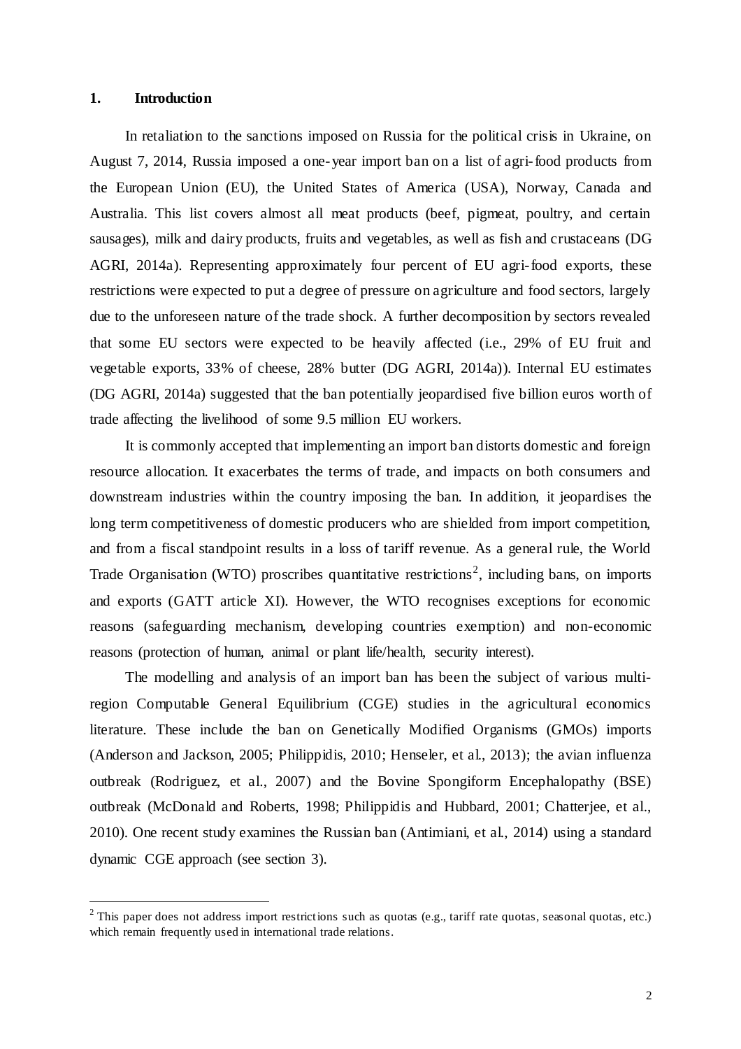## 1. Introduction

In retaliation to the sanctions imposed on Russia for the political crisis in Ukraine, on August 7, 2014, Russia imposed a one-year import ban on a list of agri-food products from the European Union (EU), the United States of America (USA), Norway, Canada and Australia. This list covers almost all meat products (beef, pigmeat, poultry, and certain sausages), milk and dairy products, fruits and vegetables, as well as fish and crustaceans (DG AGRI, 2014a). Representing approximately four percent of EU agri-food exports, these restrictions were expected to put a degree of pressure on agriculture and food sectors, largely due to the unforeseen nature of the trade shock. A further decomposition by sectors revealed that some EU sectors were expected to be heavily affected (i.e., 29% of EU fruit and vegetable exports, 33% of cheese, 28% butter (DG AGRI, 2014a)). Internal EU estimates (DG AGRI, 2014a) suggested that the ban potentially jeopardised five billion euros worth of trade affecting the livelihood of some 9.5 million EU workers.

It is commonly accepted that implementing an import ban distorts domestic and foreign resource allocation. It exacerbates the terms of trade, and impacts on both consumers and downstream industries within the country imposing the ban. In addition, it jeopardises the long term competitiveness of domestic producers who are shielded from import competition, and from a fiscal standpoint results in a loss of tariff revenue. As a general rule, the World Trade Organisation (WTO) proscribes quantitative restrictions[2], including bans, on imports and exports (GATT article XI). However, the WTO recognises exceptions for economic reasons (safeguarding mechanism, developing countries exemption) and non-economic reasons (protection of human, animal or plant life/health, security interest).

The modelling and analysis of an import ban has been the subject of various multi-region Computable General Equilibrium (CGE) studies in the agricultural economics literature. These include the ban on Genetically Modified Organisms (GMOs) imports (Anderson and Jackson, 2005; Philippidis, 2010; Henseler, et al., 2013); the avian influenza outbreak (Rodriguez, et al., 2007) and the Bovine Spongiform Encephalopathy (BSE) outbreak (McDonald and Roberts, 1998; Philippidis and Hubbard, 2001; Chatterjee, et al., 2010). One recent study examines the Russian ban (Antimiani, et al., 2014) using a standard dynamic CGE approach (see section 3).

[2] This paper does not address import restrictions such as quotas (e.g., tariff rate quotas, seasonal quotas, etc.) which remain frequently used in international trade relations.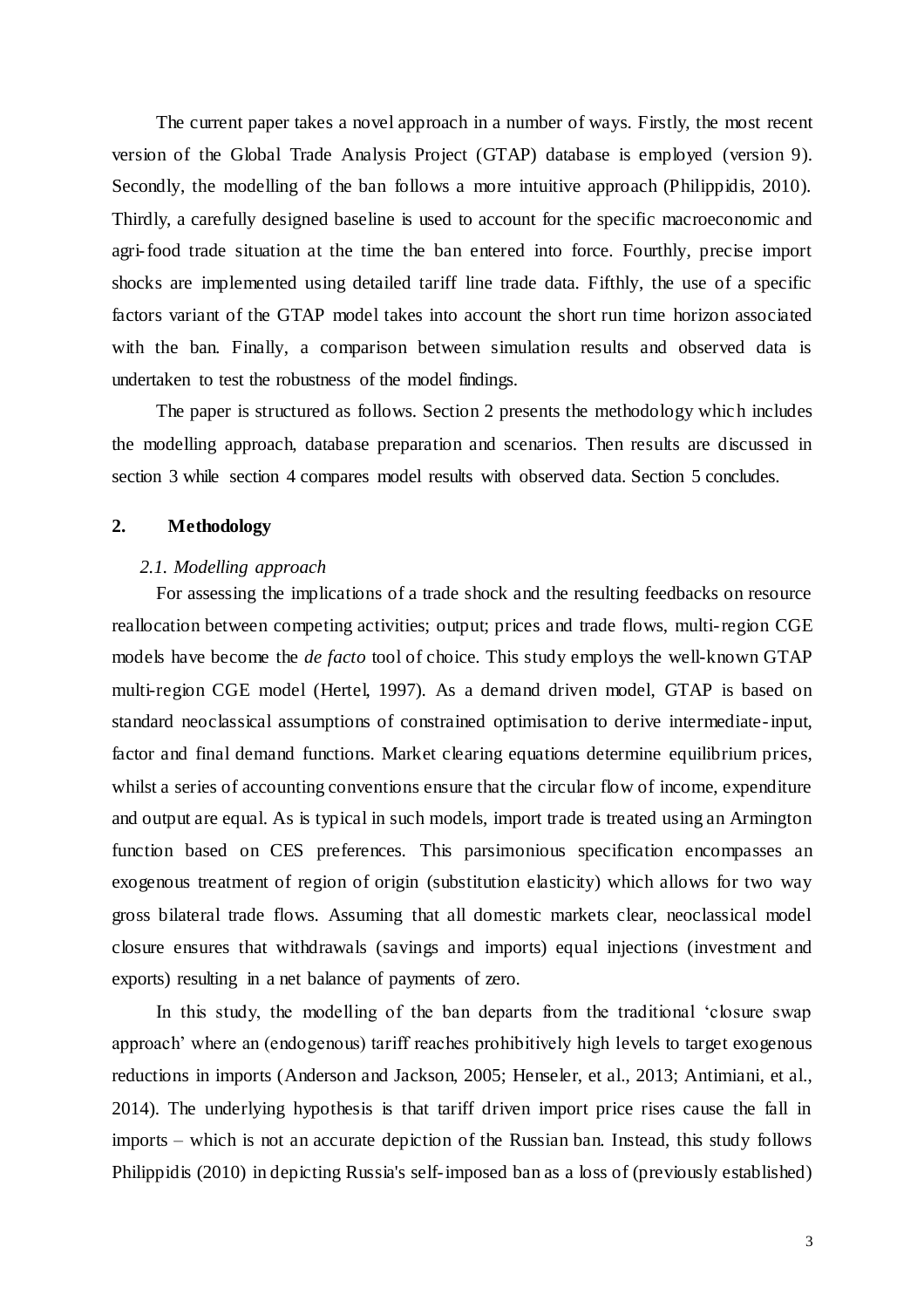The current paper takes a novel approach in a number of ways. Firstly, the most recent version of the Global Trade Analysis Project (GTAP) database is employed (version 9). Secondly, the modelling of the ban follows a more intuitive approach (Philippidis, 2010). Thirdly, a carefully designed baseline is used to account for the specific macroeconomic and agri-food trade situation at the time the ban entered into force. Fourthly, precise import shocks are implemented using detailed tariff line trade data. Fifthly, the use of a specific factors variant of the GTAP model takes into account the short run time horizon associated with the ban. Finally, a comparison between simulation results and observed data is undertaken to test the robustness of the model findings.

The paper is structured as follows. Section 2 presents the methodology which includes the modelling approach, database preparation and scenarios. Then results are discussed in section 3 while section 4 compares model results with observed data. Section 5 concludes.

## 2. Methodology

### *2.1. Modelling approach*

For assessing the implications of a trade shock and the resulting feedbacks on resource reallocation between competing activities; output; prices and trade flows, multi-region CGE models have become the *de facto* tool of choice. This study employs the well-known GTAP multi-region CGE model (Hertel, 1997). As a demand driven model, GTAP is based on standard neoclassical assumptions of constrained optimisation to derive intermediate-input, factor and final demand functions. Market clearing equations determine equilibrium prices, whilst a series of accounting conventions ensure that the circular flow of income, expenditure and output are equal. As is typical in such models, import trade is treated using an Armington function based on CES preferences. This parsimonious specification encompasses an exogenous treatment of region of origin (substitution elasticity) which allows for two way gross bilateral trade flows. Assuming that all domestic markets clear, neoclassical model closure ensures that withdrawals (savings and imports) equal injections (investment and exports) resulting in a net balance of payments of zero.

In this study, the modelling of the ban departs from the traditional 'closure swap approach' where an (endogenous) tariff reaches prohibitively high levels to target exogenous reductions in imports (Anderson and Jackson, 2005; Henseler, et al., 2013; Antimiani, et al., 2014). The underlying hypothesis is that tariff driven import price rises cause the fall in imports – which is not an accurate depiction of the Russian ban. Instead, this study follows Philippidis (2010) in depicting Russia's self-imposed ban as a loss of (previously established)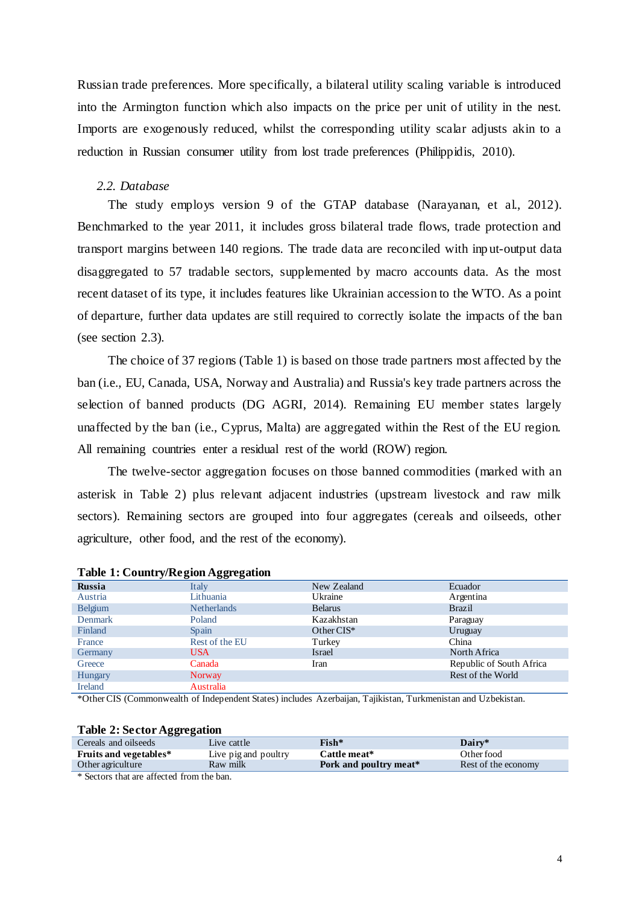Russian trade preferences. More specifically, a bilateral utility scaling variable is introduced into the Armington function which also impacts on the price per unit of utility in the nest. Imports are exogenously reduced, whilst the corresponding utility scalar adjusts akin to a reduction in Russian consumer utility from lost trade preferences (Philippidis, 2010).

### *2.2. Database*

The study employs version 9 of the GTAP database (Narayanan, et al., 2012). Benchmarked to the year 2011, it includes gross bilateral trade flows, trade protection and transport margins between 140 regions. The trade data are reconciled with input-output data disaggregated to 57 tradable sectors, supplemented by macro accounts data. As the most recent dataset of its type, it includes features like Ukrainian accession to the WTO. As a point of departure, further data updates are still required to correctly isolate the impacts of the ban (see section 2.3).

The choice of 37 regions (Table 1) is based on those trade partners most affected by the ban (i.e., EU, Canada, USA, Norway and Australia) and Russia's key trade partners across the selection of banned products (DG AGRI, 2014). Remaining EU member states largely unaffected by the ban (i.e., Cyprus, Malta) are aggregated within the Rest of the EU region. All remaining countries enter a residual rest of the world (ROW) region.

The twelve-sector aggregation focuses on those banned commodities (marked with an asterisk in Table 2) plus relevant adjacent industries (upstream livestock and raw milk sectors). Remaining sectors are grouped into four aggregates (cereals and oilseeds, other agriculture, other food, and the rest of the economy).

**Table 1: Country/Region Aggregation**

| **Russia** | Italy | New Zealand | Ecuador |
|---|---|---|---|
| Austria | Lithuania | Ukraine | Argentina |
| Belgium | Netherlands | Belarus | Brazil |
| Denmark | Poland | Kazakhstan | Paraguay |
| Finland | Spain | Other CIS* | Uruguay |
| France | Rest of the EU | Turkey | China |
| Germany | USA | Israel | North Africa |
| Greece | Canada | Iran | Republic of South Africa |
| Hungary | Norway | | Rest of the World |
| Ireland | Australia | | |

*Other CIS (Commonwealth of Independent States) includes Azerbaijan, Tajikistan, Turkmenistan and Uzbekistan.

**Table 2: Sector Aggregation**

| Cereals and oilseeds | Live cattle | **Fish*** | **Dairy*** |
|---|---|---|---|
| **Fruits and vegetables*** | Live pig and poultry | **Cattle meat*** | Other food |
| Other agriculture | Raw milk | **Pork and poultry meat*** | Rest of the economy |

\* Sectors that are affected from the ban.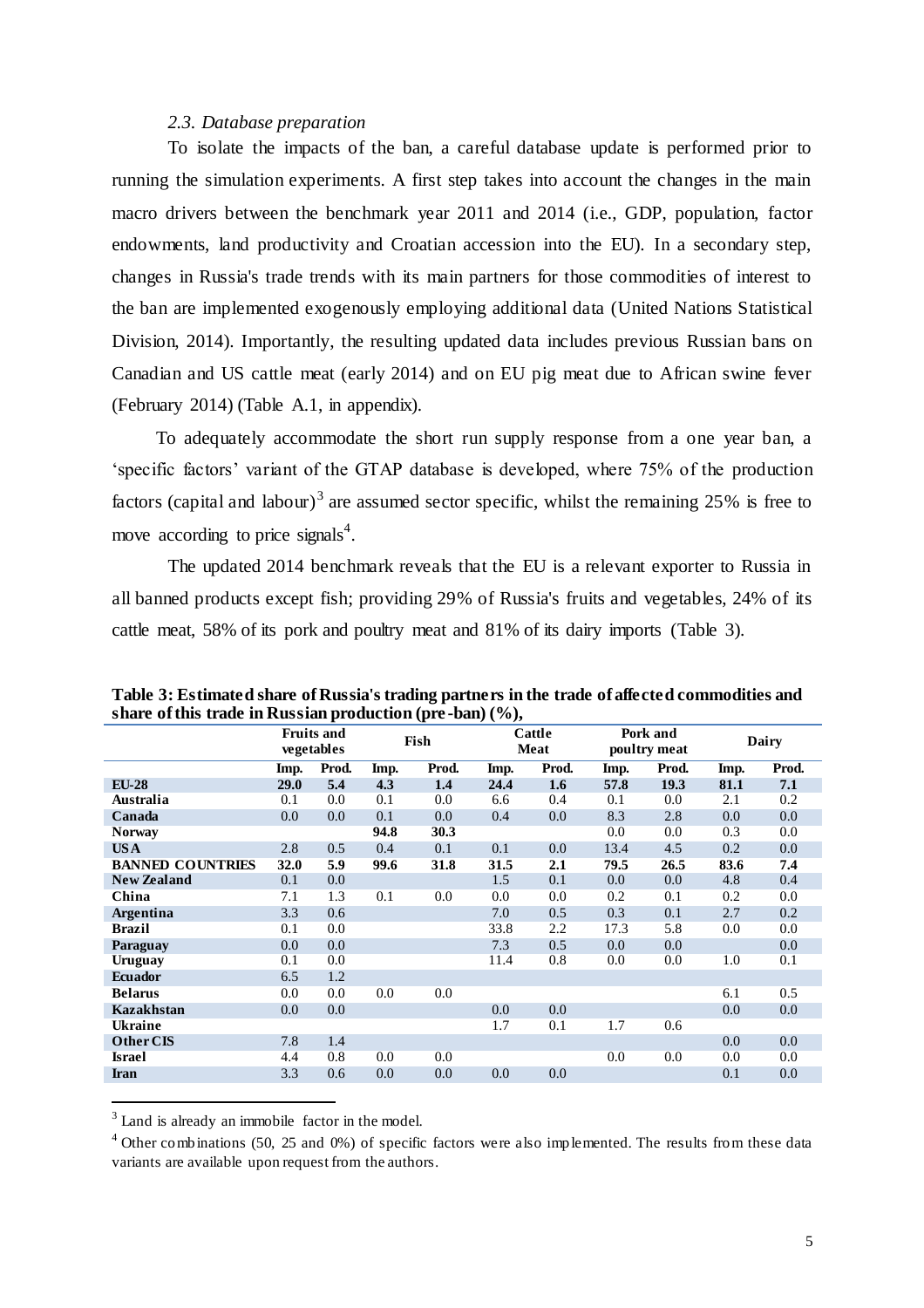### *2.3. Database preparation*

To isolate the impacts of the ban, a careful database update is performed prior to running the simulation experiments. A first step takes into account the changes in the main macro drivers between the benchmark year 2011 and 2014 (i.e., GDP, population, factor endowments, land productivity and Croatian accession into the EU). In a secondary step, changes in Russia's trade trends with its main partners for those commodities of interest to the ban are implemented exogenously employing additional data (United Nations Statistical Division, 2014). Importantly, the resulting updated data includes previous Russian bans on Canadian and US cattle meat (early 2014) and on EU pig meat due to African swine fever (February 2014) (Table A.1, in appendix).

To adequately accommodate the short run supply response from a one year ban, a 'specific factors' variant of the GTAP database is developed, where 75% of the production factors (capital and labour)[3] are assumed sector specific, whilst the remaining 25% is free to move according to price signals[4].

The updated 2014 benchmark reveals that the EU is a relevant exporter to Russia in all banned products except fish; providing 29% of Russia's fruits and vegetables, 24% of its cattle meat, 58% of its pork and poultry meat and 81% of its dairy imports (Table 3).

**Table 3: Estimated share of Russia's trading partners in the trade of affected commodities and share of this trade in Russian production (pre-ban) (%),**

| | Fruits and vegetables | | Fish | | Cattle Meat | | Pork and poultry meat | | Dairy | |
|---|---|---|---|---|---|---|---|---|---|---|
| | Imp. | Prod. | Imp. | Prod. | Imp. | Prod. | Imp. | Prod. | Imp. | Prod. |
| **EU-28** | **29.0** | **5.4** | **4.3** | **1.4** | **24.4** | **1.6** | **57.8** | **19.3** | **81.1** | **7.1** |
| **Australia** | 0.1 | 0.0 | 0.1 | 0.0 | 6.6 | 0.4 | 0.1 | 0.0 | 2.1 | 0.2 |
| **Canada** | 0.0 | 0.0 | 0.1 | 0.0 | 0.4 | 0.0 | 8.3 | 2.8 | 0.0 | 0.0 |
| **Norway** | | | **94.8** | **30.3** | | | 0.0 | 0.0 | 0.3 | 0.0 |
| **USA** | 2.8 | 0.5 | 0.4 | 0.1 | 0.1 | 0.0 | 13.4 | 4.5 | 0.2 | 0.0 |
| **BANNED COUNTRIES** | **32.0** | **5.9** | **99.6** | **31.8** | **31.5** | **2.1** | **79.5** | **26.5** | **83.6** | **7.4** |
| **New Zealand** | 0.1 | 0.0 | | | 1.5 | 0.1 | 0.0 | 0.0 | 4.8 | 0.4 |
| **China** | 7.1 | 1.3 | 0.1 | 0.0 | 0.0 | 0.0 | 0.2 | 0.1 | 0.2 | 0.0 |
| **Argentina** | 3.3 | 0.6 | | | 7.0 | 0.5 | 0.3 | 0.1 | 2.7 | 0.2 |
| **Brazil** | 0.1 | 0.0 | | | 33.8 | 2.2 | 17.3 | 5.8 | 0.0 | 0.0 |
| **Paraguay** | 0.0 | 0.0 | | | 7.3 | 0.5 | 0.0 | 0.0 | | 0.0 |
| **Uruguay** | 0.1 | 0.0 | | | 11.4 | 0.8 | 0.0 | 0.0 | 1.0 | 0.1 |
| **Ecuador** | 6.5 | 1.2 | | | | | | | | |
| **Belarus** | 0.0 | 0.0 | 0.0 | 0.0 | | | | | 6.1 | 0.5 |
| **Kazakhstan** | 0.0 | 0.0 | | | 0.0 | 0.0 | | | 0.0 | 0.0 |
| **Ukraine** | | | | | 1.7 | 0.1 | 1.7 | 0.6 | | |
| **Other CIS** | 7.8 | 1.4 | | | | | | | 0.0 | 0.0 |
| **Israel** | 4.4 | 0.8 | 0.0 | 0.0 | | | 0.0 | 0.0 | 0.0 | 0.0 |
| **Iran** | 3.3 | 0.6 | 0.0 | 0.0 | 0.0 | 0.0 | | | 0.1 | 0.0 |

[3] Land is already an immobile factor in the model.

[4] Other combinations (50, 25 and 0%) of specific factors were also implemented. The results from these data variants are available upon request from the authors.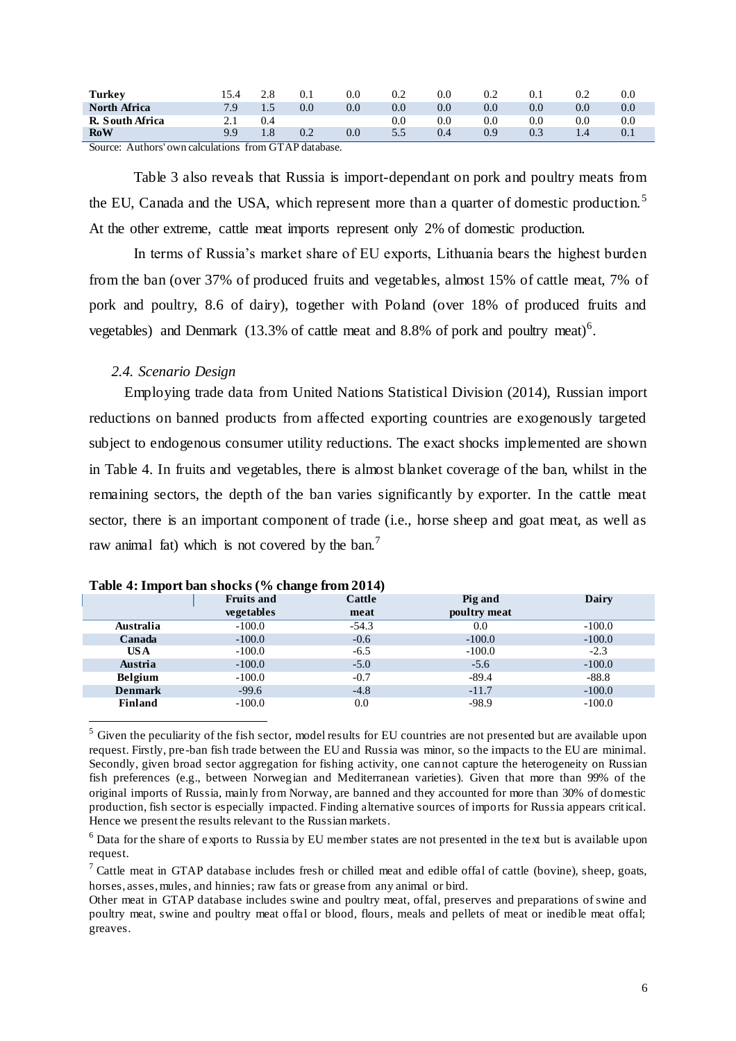| | | | | | | | | | | |
|---|---|---|---|---|---|---|---|---|---|---|
| **Turkey** | 15.4 | 2.8 | 0.1 | 0.0 | 0.2 | 0.0 | 0.2 | 0.1 | 0.2 | 0.0 |
| **North Africa** | 7.9 | 1.5 | 0.0 | 0.0 | 0.0 | 0.0 | 0.0 | 0.0 | 0.0 | 0.0 |
| **R. South Africa** | 2.1 | 0.4 | | | 0.0 | 0.0 | 0.0 | 0.0 | 0.0 | 0.0 |
| **RoW** | 9.9 | 1.8 | 0.2 | 0.0 | 5.5 | 0.4 | 0.9 | 0.3 | 1.4 | 0.1 |

Source: Authors' own calculations from GTAP database.

Table 3 also reveals that Russia is import-dependant on pork and poultry meats from the EU, Canada and the USA, which represent more than a quarter of domestic production.[5] At the other extreme, cattle meat imports represent only 2% of domestic production.

In terms of Russia's market share of EU exports, Lithuania bears the highest burden from the ban (over 37% of produced fruits and vegetables, almost 15% of cattle meat, 7% of pork and poultry, 8.6 of dairy), together with Poland (over 18% of produced fruits and vegetables) and Denmark (13.3% of cattle meat and 8.8% of pork and poultry meat)[6].

### *2.4. Scenario Design*

Employing trade data from United Nations Statistical Division (2014), Russian import reductions on banned products from affected exporting countries are exogenously targeted subject to endogenous consumer utility reductions. The exact shocks implemented are shown in Table 4. In fruits and vegetables, there is almost blanket coverage of the ban, whilst in the remaining sectors, the depth of the ban varies significantly by exporter. In the cattle meat sector, there is an important component of trade (i.e., horse sheep and goat meat, as well as raw animal fat) which is not covered by the ban.[7]

**Table 4: Import ban shocks (% change from 2014)**

| | Fruits and vegetables | Cattle meat | Pig and poultry meat | Dairy |
|---|---|---|---|---|
| **Australia** | -100.0 | -54.3 | 0.0 | -100.0 |
| **Canada** | -100.0 | -0.6 | -100.0 | -100.0 |
| **USA** | -100.0 | -6.5 | -100.0 | -2.3 |
| **Austria** | -100.0 | -5.0 | -5.6 | -100.0 |
| **Belgium** | -100.0 | -0.7 | -89.4 | -88.8 |
| **Denmark** | -99.6 | -4.8 | -11.7 | -100.0 |
| **Finland** | -100.0 | 0.0 | -98.9 | -100.0 |

---

[5] Given the peculiarity of the fish sector, model results for EU countries are not presented but are available upon request. Firstly, pre-ban fish trade between the EU and Russia was minor, so the impacts to the EU are minimal. Secondly, given broad sector aggregation for fishing activity, one cannot capture the heterogeneity on Russian fish preferences (e.g., between Norwegian and Mediterranean varieties). Given that more than 99% of the original imports of Russia, mainly from Norway, are banned and they accounted for more than 30% of domestic production, fish sector is especially impacted. Finding alternative sources of imports for Russia appears critical. Hence we present the results relevant to the Russian markets.

[6] Data for the share of exports to Russia by EU member states are not presented in the text but is available upon request.

[7] Cattle meat in GTAP database includes fresh or chilled meat and edible offal of cattle (bovine), sheep, goats, horses, asses, mules, and hinnies; raw fats or grease from any animal or bird.

Other meat in GTAP database includes swine and poultry meat, offal, preserves and preparations of swine and poultry meat, swine and poultry meat offal or blood, flours, meals and pellets of meat or inedible meat offal; greaves.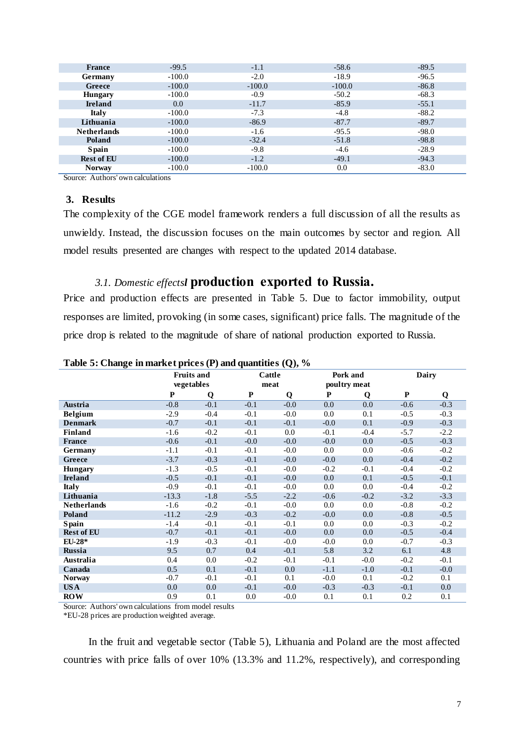| | | | | |
|---|---|---|---|---|
| **France** | -99.5 | -1.1 | -58.6 | -89.5 |
| **Germany** | -100.0 | -2.0 | -18.9 | -96.5 |
| **Greece** | -100.0 | -100.0 | -100.0 | -86.8 |
| **Hungary** | -100.0 | -0.9 | -50.2 | -68.3 |
| **Ireland** | 0.0 | -11.7 | -85.9 | -55.1 |
| **Italy** | -100.0 | -7.3 | -4.8 | -88.2 |
| **Lithuania** | -100.0 | -86.9 | -87.7 | -89.7 |
| **Netherlands** | -100.0 | -1.6 | -95.5 | -98.0 |
| **Poland** | -100.0 | -32.4 | -51.8 | -98.8 |
| **Spain** | -100.0 | -9.8 | -4.6 | -28.9 |
| **Rest of EU** | -100.0 | -1.2 | -49.1 | -94.3 |
| **Norway** | -100.0 | -100.0 | 0.0 | -83.0 |

Source: Authors' own calculations

## 3. Results

The complexity of the CGE model framework renders a full discussion of all the results as unwieldy. Instead, the discussion focuses on the main outcomes by sector and region. All model results presented are changes with respect to the updated 2014 database.

### *3.1. Domestic effects* production exported to Russia.

Price and production effects are presented in Table 5. Due to factor immobility, output responses are limited, provoking (in some cases, significant) price falls. The magnitude of the price drop is related to the magnitude of share of national production exported to Russia.

**Table 5: Change in market prices (P) and quantities (Q), %**

| | Fruits and vegetables | | Cattle meat | | Pork and poultry meat | | Dairy | |
|---|---|---|---|---|---|---|---|---|
| | **P** | **Q** | **P** | **Q** | **P** | **Q** | **P** | **Q** |
| **Austria** | -0.8 | -0.1 | -0.1 | -0.0 | 0.0 | 0.0 | -0.6 | -0.3 |
| **Belgium** | -2.9 | -0.4 | -0.1 | -0.0 | 0.0 | 0.1 | -0.5 | -0.3 |
| **Denmark** | -0.7 | -0.1 | -0.1 | -0.1 | -0.0 | 0.1 | -0.9 | -0.3 |
| **Finland** | -1.6 | -0.2 | -0.1 | 0.0 | -0.1 | -0.4 | -5.7 | -2.2 |
| **France** | -0.6 | -0.1 | -0.0 | -0.0 | -0.0 | 0.0 | -0.5 | -0.3 |
| **Germany** | -1.1 | -0.1 | -0.1 | -0.0 | 0.0 | 0.0 | -0.6 | -0.2 |
| **Greece** | -3.7 | -0.3 | -0.1 | -0.0 | -0.0 | 0.0 | -0.4 | -0.2 |
| **Hungary** | -1.3 | -0.5 | -0.1 | -0.0 | -0.2 | -0.1 | -0.4 | -0.2 |
| **Ireland** | -0.5 | -0.1 | -0.1 | -0.0 | 0.0 | 0.1 | -0.5 | -0.1 |
| **Italy** | -0.9 | -0.1 | -0.1 | -0.0 | 0.0 | 0.0 | -0.4 | -0.2 |
| **Lithuania** | -13.3 | -1.8 | -5.5 | -2.2 | -0.6 | -0.2 | -3.2 | -3.3 |
| **Netherlands** | -1.6 | -0.2 | -0.1 | -0.0 | 0.0 | 0.0 | -0.8 | -0.2 |
| **Poland** | -11.2 | -2.9 | -0.3 | -0.2 | -0.0 | 0.0 | -0.8 | -0.5 |
| **Spain** | -1.4 | -0.1 | -0.1 | -0.1 | 0.0 | 0.0 | -0.3 | -0.2 |
| **Rest of EU** | -0.7 | -0.1 | -0.1 | -0.0 | 0.0 | 0.0 | -0.5 | -0.4 |
| **EU-28*** | -1.9 | -0.3 | -0.1 | -0.0 | -0.0 | 0.0 | -0.7 | -0.3 |
| **Russia** | 9.5 | 0.7 | 0.4 | -0.1 | 5.8 | 3.2 | 6.1 | 4.8 |
| **Australia** | 0.4 | 0.0 | -0.2 | -0.1 | -0.1 | -0.0 | -0.2 | -0.1 |
| **Canada** | 0.5 | 0.1 | -0.1 | 0.0 | -1.1 | -1.0 | -0.1 | -0.0 |
| **Norway** | -0.7 | -0.1 | -0.1 | 0.1 | -0.0 | 0.1 | -0.2 | 0.1 |
| **USA** | 0.0 | 0.0 | -0.1 | -0.0 | -0.3 | -0.3 | -0.1 | 0.0 |
| **ROW** | 0.9 | 0.1 | 0.0 | -0.0 | 0.1 | 0.1 | 0.2 | 0.1 |

Source: Authors' own calculations from model results
*EU-28 prices are production weighted average.

In the fruit and vegetable sector (Table 5), Lithuania and Poland are the most affected countries with price falls of over 10% (13.3% and 11.2%, respectively), and corresponding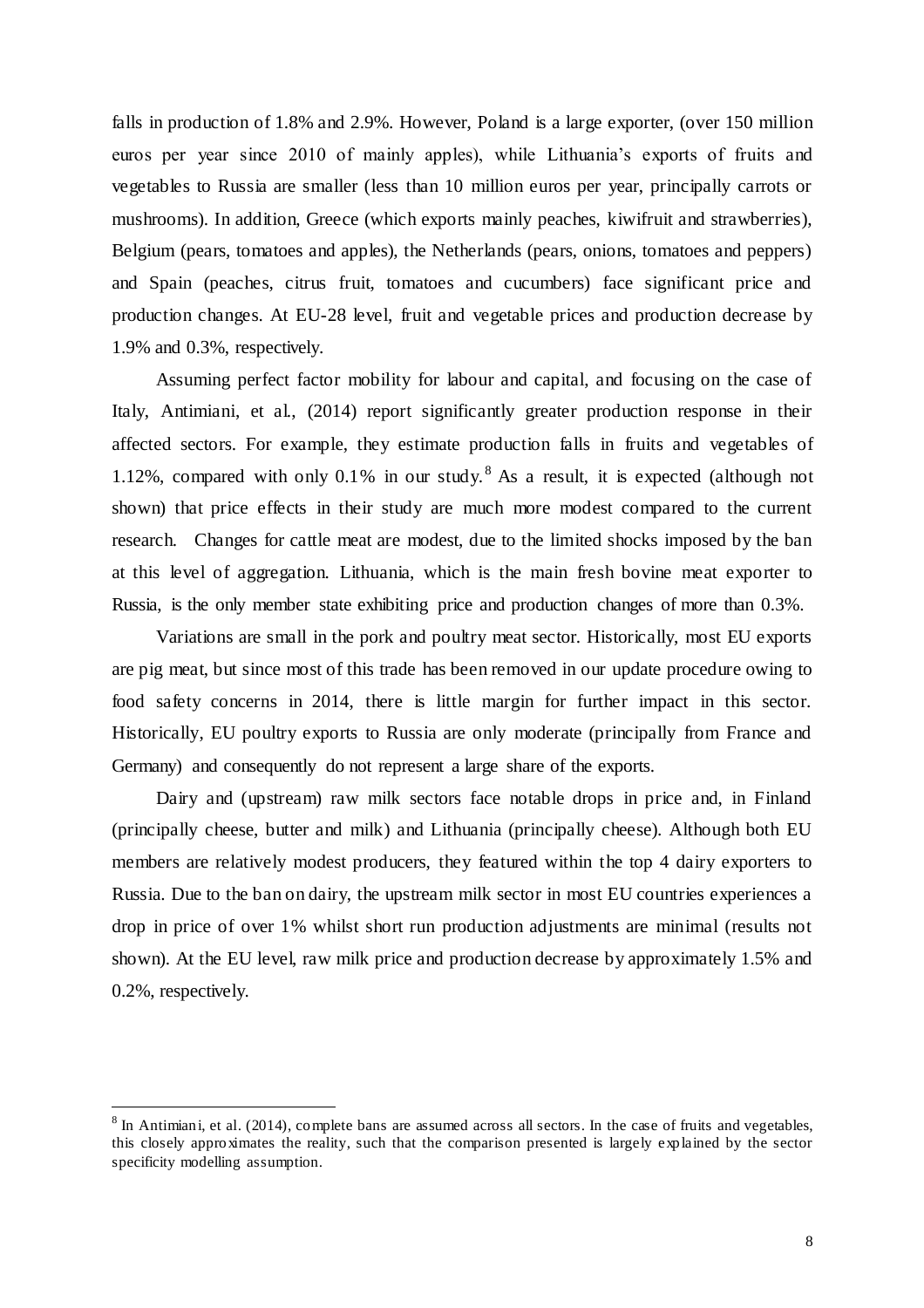falls in production of 1.8% and 2.9%. However, Poland is a large exporter, (over 150 million euros per year since 2010 of mainly apples), while Lithuania's exports of fruits and vegetables to Russia are smaller (less than 10 million euros per year, principally carrots or mushrooms). In addition, Greece (which exports mainly peaches, kiwifruit and strawberries), Belgium (pears, tomatoes and apples), the Netherlands (pears, onions, tomatoes and peppers) and Spain (peaches, citrus fruit, tomatoes and cucumbers) face significant price and production changes. At EU-28 level, fruit and vegetable prices and production decrease by 1.9% and 0.3%, respectively.

Assuming perfect factor mobility for labour and capital, and focusing on the case of Italy, Antimiani, et al., (2014) report significantly greater production response in their affected sectors. For example, they estimate production falls in fruits and vegetables of 1.12%, compared with only 0.1% in our study.[8] As a result, it is expected (although not shown) that price effects in their study are much more modest compared to the current research. Changes for cattle meat are modest, due to the limited shocks imposed by the ban at this level of aggregation. Lithuania, which is the main fresh bovine meat exporter to Russia, is the only member state exhibiting price and production changes of more than 0.3%.

Variations are small in the pork and poultry meat sector. Historically, most EU exports are pig meat, but since most of this trade has been removed in our update procedure owing to food safety concerns in 2014, there is little margin for further impact in this sector. Historically, EU poultry exports to Russia are only moderate (principally from France and Germany) and consequently do not represent a large share of the exports.

Dairy and (upstream) raw milk sectors face notable drops in price and, in Finland (principally cheese, butter and milk) and Lithuania (principally cheese). Although both EU members are relatively modest producers, they featured within the top 4 dairy exporters to Russia. Due to the ban on dairy, the upstream milk sector in most EU countries experiences a drop in price of over 1% whilst short run production adjustments are minimal (results not shown). At the EU level, raw milk price and production decrease by approximately 1.5% and 0.2%, respectively.

---

[8] In Antimiani, et al. (2014), complete bans are assumed across all sectors. In the case of fruits and vegetables, this closely approximates the reality, such that the comparison presented is largely explained by the sector specificity modelling assumption.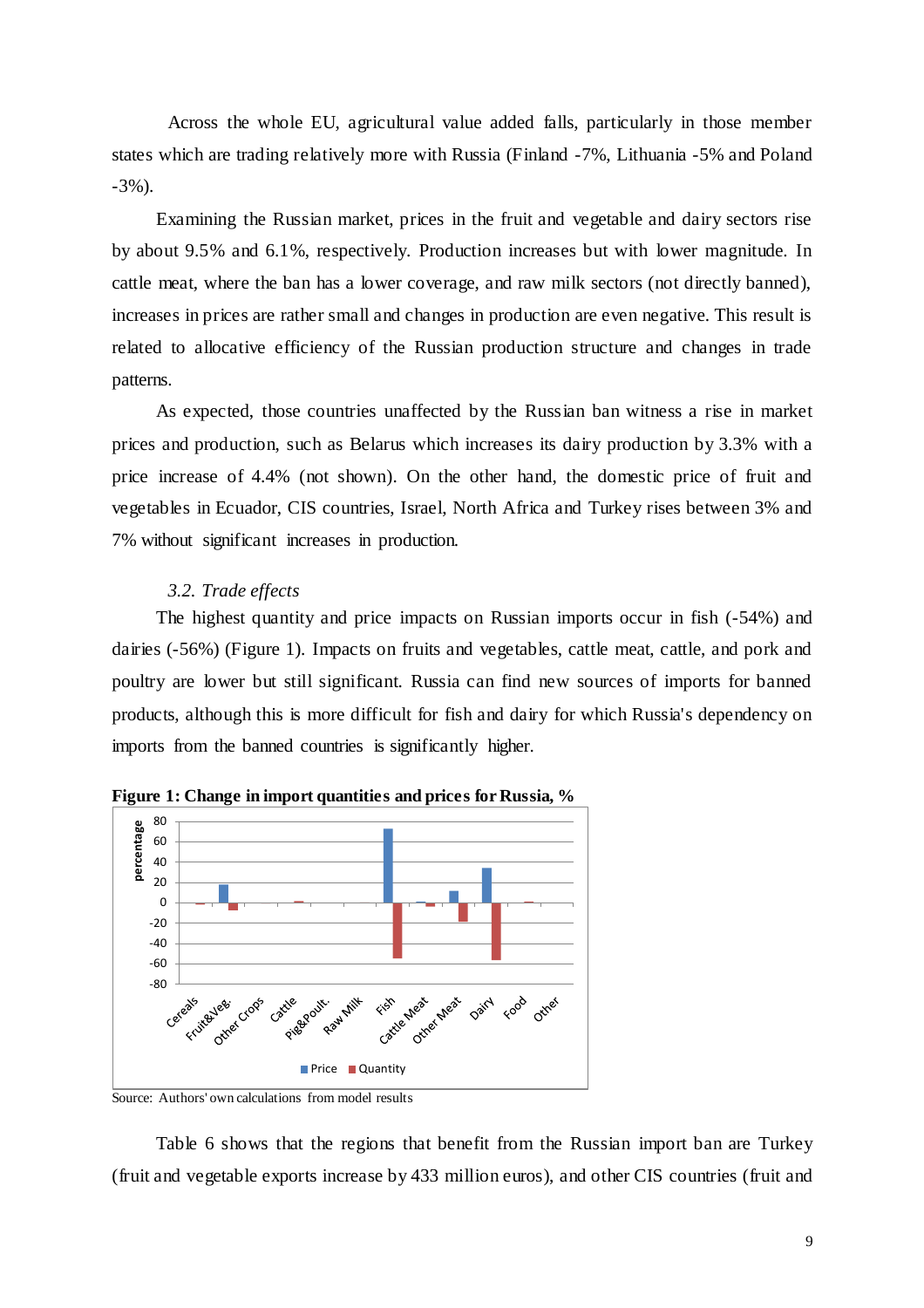Across the whole EU, agricultural value added falls, particularly in those member states which are trading relatively more with Russia (Finland -7%, Lithuania -5% and Poland -3%).

Examining the Russian market, prices in the fruit and vegetable and dairy sectors rise by about 9.5% and 6.1%, respectively. Production increases but with lower magnitude. In cattle meat, where the ban has a lower coverage, and raw milk sectors (not directly banned), increases in prices are rather small and changes in production are even negative. This result is related to allocative efficiency of the Russian production structure and changes in trade patterns.

As expected, those countries unaffected by the Russian ban witness a rise in market prices and production, such as Belarus which increases its dairy production by 3.3% with a price increase of 4.4% (not shown). On the other hand, the domestic price of fruit and vegetables in Ecuador, CIS countries, Israel, North Africa and Turkey rises between 3% and 7% without significant increases in production.

### *3.2. Trade effects*

The highest quantity and price impacts on Russian imports occur in fish (-54%) and dairies (-56%) (Figure 1). Impacts on fruits and vegetables, cattle meat, cattle, and pork and poultry are lower but still significant. Russia can find new sources of imports for banned products, although this is more difficult for fish and dairy for which Russia's dependency on imports from the banned countries is significantly higher.

**Figure 1: Change in import quantities and prices for Russia, %**

Source: Authors' own calculations from model results

Table 6 shows that the regions that benefit from the Russian import ban are Turkey (fruit and vegetable exports increase by 433 million euros), and other CIS countries (fruit and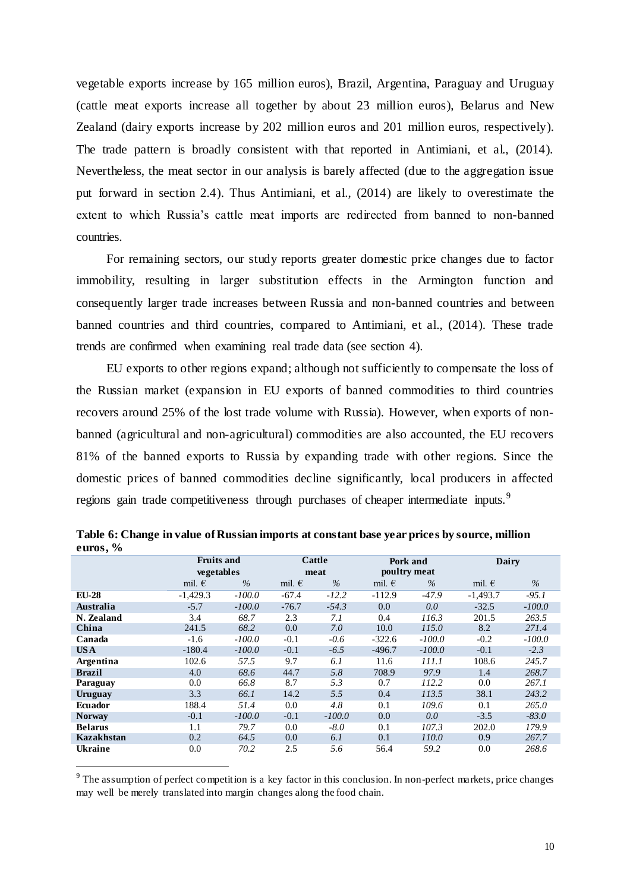vegetable exports increase by 165 million euros), Brazil, Argentina, Paraguay and Uruguay (cattle meat exports increase all together by about 23 million euros), Belarus and New Zealand (dairy exports increase by 202 million euros and 201 million euros, respectively). The trade pattern is broadly consistent with that reported in Antimiani, et al., (2014). Nevertheless, the meat sector in our analysis is barely affected (due to the aggregation issue put forward in section 2.4). Thus Antimiani, et al., (2014) are likely to overestimate the extent to which Russia's cattle meat imports are redirected from banned to non-banned countries.

For remaining sectors, our study reports greater domestic price changes due to factor immobility, resulting in larger substitution effects in the Armington function and consequently larger trade increases between Russia and non-banned countries and between banned countries and third countries, compared to Antimiani, et al., (2014). These trade trends are confirmed when examining real trade data (see section 4).

EU exports to other regions expand; although not sufficiently to compensate the loss of the Russian market (expansion in EU exports of banned commodities to third countries recovers around 25% of the lost trade volume with Russia). However, when exports of non-banned (agricultural and non-agricultural) commodities are also accounted, the EU recovers 81% of the banned exports to Russia by expanding trade with other regions. Since the domestic prices of banned commodities decline significantly, local producers in affected regions gain trade competitiveness through purchases of cheaper intermediate inputs.[9]

**Table 6: Change in value of Russian imports at constant base year prices by source, million euros, %**

| | Fruits and vegetables | | Cattle meat | | Pork and poultry meat | | Dairy | |
|---|---|---|---|---|---|---|---|---|
| | mil. € | *%* | mil. € | *%* | mil. € | *%* | mil. € | *%* |
| **EU-28** | -1,429.3 | *-100.0* | -67.4 | *-12.2* | -112.9 | *-47.9* | -1,493.7 | *-95.1* |
| **Australia** | -5.7 | *-100.0* | -76.7 | *-54.3* | 0.0 | *0.0* | -32.5 | *-100.0* |
| **N. Zealand** | 3.4 | *68.7* | 2.3 | *7.1* | 0.4 | *116.3* | 201.5 | *263.5* |
| **China** | 241.5 | *68.2* | 0.0 | *7.0* | 10.0 | *115.0* | 8.2 | *271.4* |
| **Canada** | -1.6 | *-100.0* | -0.1 | *-0.6* | -322.6 | *-100.0* | -0.2 | *-100.0* |
| **USA** | -180.4 | *-100.0* | -0.1 | *-6.5* | -496.7 | *-100.0* | -0.1 | *-2.3* |
| **Argentina** | 102.6 | *57.5* | 9.7 | *6.1* | 11.6 | *111.1* | 108.6 | *245.7* |
| **Brazil** | 4.0 | *68.6* | 44.7 | *5.8* | 708.9 | *97.9* | 1.4 | *268.7* |
| **Paraguay** | 0.0 | *66.8* | 8.7 | *5.3* | 0.7 | *112.2* | 0.0 | *267.1* |
| **Uruguay** | 3.3 | *66.1* | 14.2 | *5.5* | 0.4 | *113.5* | 38.1 | *243.2* |
| **Ecuador** | 188.4 | *51.4* | 0.0 | *4.8* | 0.1 | *109.6* | 0.1 | *265.0* |
| **Norway** | -0.1 | *-100.0* | -0.1 | *-100.0* | 0.0 | *0.0* | -3.5 | *-83.0* |
| **Belarus** | 1.1 | *79.7* | 0.0 | *-8.0* | 0.1 | *107.3* | 202.0 | *179.9* |
| **Kazakhstan** | 0.2 | *64.5* | 0.0 | *6.1* | 0.1 | *110.0* | 0.9 | *267.7* |
| **Ukraine** | 0.0 | *70.2* | 2.5 | *5.6* | 56.4 | *59.2* | 0.0 | *268.6* |

[9] The assumption of perfect competition is a key factor in this conclusion. In non-perfect markets, price changes may well be merely translated into margin changes along the food chain.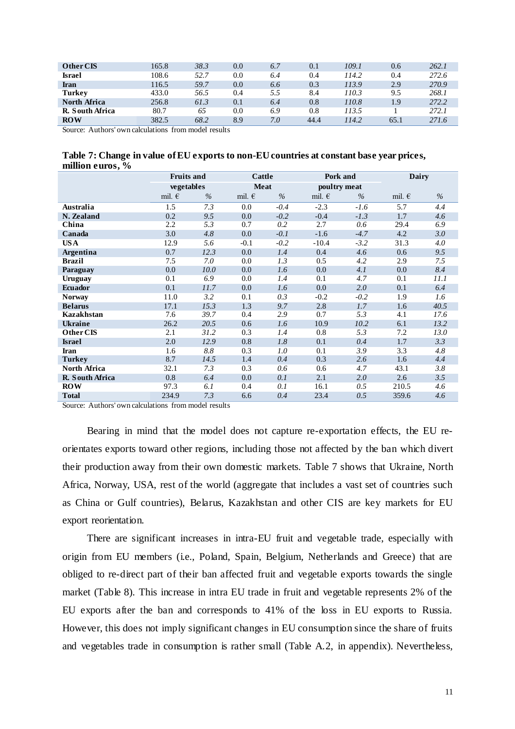| Other CIS | 165.8 | *38.3* | 0.0 | *6.7* | 0.1 | *109.1* | 0.6 | *262.1* |
|---|---|---|---|---|---|---|---|---|
| **Israel** | 108.6 | *52.7* | 0.0 | *6.4* | 0.4 | *114.2* | 0.4 | *272.6* |
| **Iran** | 116.5 | *59.7* | 0.0 | *6.6* | 0.3 | *113.9* | 2.9 | *270.9* |
| **Turkey** | 433.0 | *56.5* | 0.4 | *5.5* | 8.4 | *110.3* | 9.5 | *268.1* |
| **North Africa** | 256.8 | *61.3* | 0.1 | *6.4* | 0.8 | *110.8* | 1.9 | *272.2* |
| **R. South Africa** | 80.7 | *65* | 0.0 | *6.9* | 0.8 | *113.5* | 1 | *272.1* |
| **ROW** | 382.5 | *68.2* | 8.9 | *7.0* | 44.4 | *114.2* | 65.1 | *271.6* |

Source: Authors' own calculations from model results

**Table 7: Change in value of EU exports to non-EU countries at constant base year prices, million euros, %**

| | Fruits and vegetables | | Cattle Meat | | Pork and poultry meat | | Dairy | |
|---|---|---|---|---|---|---|---|---|
| | mil. € | *%* | mil. € | *%* | mil. € | *%* | mil. € | *%* |
| **Australia** | 1.5 | *7.3* | 0.0 | *-0.4* | -2.3 | *-1.6* | 5.7 | *4.4* |
| **N. Zealand** | 0.2 | *9.5* | 0.0 | *-0.2* | -0.4 | *-1.3* | 1.7 | *4.6* |
| **China** | 2.2 | *5.3* | 0.7 | *0.2* | 2.7 | *0.6* | 29.4 | *6.9* |
| **Canada** | 3.0 | *4.8* | 0.0 | *-0.1* | -1.6 | *-4.7* | 4.2 | *3.0* |
| **USA** | 12.9 | *5.6* | -0.1 | *-0.2* | -10.4 | *-3.2* | 31.3 | *4.0* |
| **Argentina** | 0.7 | *12.3* | 0.0 | *1.4* | 0.4 | *4.6* | 0.6 | *9.5* |
| **Brazil** | 7.5 | *7.0* | 0.0 | *1.3* | 0.5 | *4.2* | 2.9 | *7.5* |
| **Paraguay** | 0.0 | *10.0* | 0.0 | *1.6* | 0.0 | *4.1* | 0.0 | *8.4* |
| **Uruguay** | 0.1 | *6.9* | 0.0 | *1.4* | 0.1 | *4.7* | 0.1 | *11.1* |
| **Ecuador** | 0.1 | *11.7* | 0.0 | *1.6* | 0.0 | *2.0* | 0.1 | *6.4* |
| **Norway** | 11.0 | *3.2* | 0.1 | *0.3* | -0.2 | *-0.2* | 1.9 | *1.6* |
| **Belarus** | 17.1 | *15.3* | 1.3 | *9.7* | 2.8 | *1.7* | 1.6 | *40.5* |
| **Kazakhstan** | 7.6 | *39.7* | 0.4 | *2.9* | 0.7 | *5.3* | 4.1 | *17.6* |
| **Ukraine** | 26.2 | *20.5* | 0.6 | *1.6* | 10.9 | *10.2* | 6.1 | *13.2* |
| **Other CIS** | 2.1 | *31.2* | 0.3 | *1.4* | 0.8 | *5.3* | 7.2 | *13.0* |
| **Israel** | 2.0 | *12.9* | 0.8 | *1.8* | 0.1 | *0.4* | 1.7 | *3.3* |
| **Iran** | 1.6 | *8.8* | 0.3 | *1.0* | 0.1 | *3.9* | 3.3 | *4.8* |
| **Turkey** | 8.7 | *14.5* | 1.4 | *0.4* | 0.3 | *2.6* | 1.6 | *4.4* |
| **North Africa** | 32.1 | *7.3* | 0.3 | *0.6* | 0.6 | *4.7* | 43.1 | *3.8* |
| **R. South Africa** | 0.8 | *6.4* | 0.0 | *0.1* | 2.1 | *2.0* | 2.6 | *3.5* |
| **ROW** | 97.3 | *6.1* | 0.4 | *0.1* | 16.1 | *0.5* | 210.5 | *4.6* |
| **Total** | 234.9 | *7.3* | 6.6 | *0.4* | 23.4 | *0.5* | 359.6 | *4.6* |

Source: Authors' own calculations from model results

Bearing in mind that the model does not capture re-exportation effects, the EU re-orientates exports toward other regions, including those not affected by the ban which divert their production away from their own domestic markets. Table 7 shows that Ukraine, North Africa, Norway, USA, rest of the world (aggregate that includes a vast set of countries such as China or Gulf countries), Belarus, Kazakhstan and other CIS are key markets for EU export reorientation.

There are significant increases in intra-EU fruit and vegetable trade, especially with origin from EU members (i.e., Poland, Spain, Belgium, Netherlands and Greece) that are obliged to re-direct part of their ban affected fruit and vegetable exports towards the single market (Table 8). This increase in intra EU trade in fruit and vegetable represents 2% of the EU exports after the ban and corresponds to 41% of the loss in EU exports to Russia. However, this does not imply significant changes in EU consumption since the share of fruits and vegetables trade in consumption is rather small (Table A.2, in appendix). Nevertheless,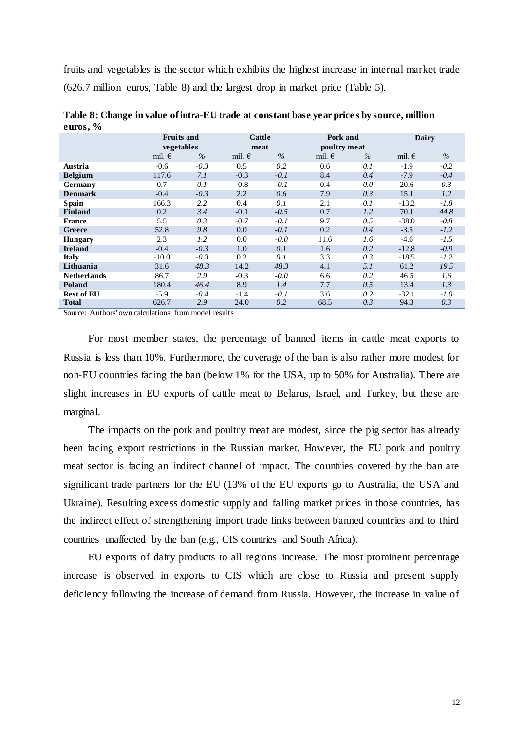fruits and vegetables is the sector which exhibits the highest increase in internal market trade (626.7 million euros, Table 8) and the largest drop in market price (Table 5).

**Table 8: Change in value of intra-EU trade at constant base year prices by source, million euros, %**

| | Fruits and vegetables | | Cattle meat | | Pork and poultry meat | | Dairy | |
|---|---|---|---|---|---|---|---|---|
| | mil. € | *%* | mil. € | *%* | mil. € | *%* | mil. € | *%* |
| **Austria** | -0.6 | *-0.3* | 0.5 | *0.2* | 0.6 | *0.1* | -1.9 | *-0.2* |
| **Belgium** | 117.6 | *7.1* | -0.3 | *-0.1* | 8.4 | *0.4* | -7.9 | *-0.4* |
| **Germany** | 0.7 | *0.1* | -0.8 | *-0.1* | 0.4 | *0.0* | 20.6 | *0.3* |
| **Denmark** | -0.4 | *-0.3* | 2.2 | *0.6* | 7.9 | *0.3* | 15.1 | *1.2* |
| **Spain** | 166.3 | *2.2* | 0.4 | *0.1* | 2.1 | *0.1* | -13.2 | *-1.8* |
| **Finland** | 0.2 | *3.4* | -0.1 | *-0.5* | 0.7 | *1.2* | 70.1 | *44.8* |
| **France** | 5.5 | *0.3* | -0.7 | *-0.1* | 9.7 | *0.5* | -38.0 | *-0.8* |
| **Greece** | 52.8 | *9.8* | 0.0 | *-0.1* | 0.2 | *0.4* | -3.5 | *-1.2* |
| **Hungary** | 2.3 | *1.2* | 0.0 | *-0.0* | 11.6 | *1.6* | -4.6 | *-1.5* |
| **Ireland** | -0.4 | *-0.3* | 1.0 | *0.1* | 1.6 | *0.2* | -12.8 | *-0.9* |
| **Italy** | -10.0 | *-0.3* | 0.2 | *0.1* | 3.3 | *0.3* | -18.5 | *-1.2* |
| **Lithuania** | 31.6 | *48.3* | 14.2 | *48.3* | 4.1 | *5.1* | 61.2 | *19.5* |
| **Netherlands** | 86.7 | *2.9* | -0.3 | *-0.0* | 6.6 | *0.2* | 46.5 | *1.6* |
| **Poland** | 180.4 | *46.4* | 8.9 | *1.4* | 7.7 | *0.5* | 13.4 | *1.3* |
| **Rest of EU** | -5.9 | *-0.4* | -1.4 | *-0.1* | 3.6 | *0.2* | -32.1 | *-1.0* |
| **Total** | 626.7 | *2.9* | 24.0 | *0.2* | 68.5 | *0.3* | 94.3 | *0.3* |

Source: Authors' own calculations from model results

For most member states, the percentage of banned items in cattle meat exports to Russia is less than 10%. Furthermore, the coverage of the ban is also rather more modest for non-EU countries facing the ban (below 1% for the USA, up to 50% for Australia). There are slight increases in EU exports of cattle meat to Belarus, Israel, and Turkey, but these are marginal.

The impacts on the pork and poultry meat are modest, since the pig sector has already been facing export restrictions in the Russian market. However, the EU pork and poultry meat sector is facing an indirect channel of impact. The countries covered by the ban are significant trade partners for the EU (13% of the EU exports go to Australia, the USA and Ukraine). Resulting excess domestic supply and falling market prices in those countries, has the indirect effect of strengthening import trade links between banned countries and to third countries unaffected by the ban (e.g., CIS countries and South Africa).

EU exports of dairy products to all regions increase. The most prominent percentage increase is observed in exports to CIS which are close to Russia and present supply deficiency following the increase of demand from Russia. However, the increase in value of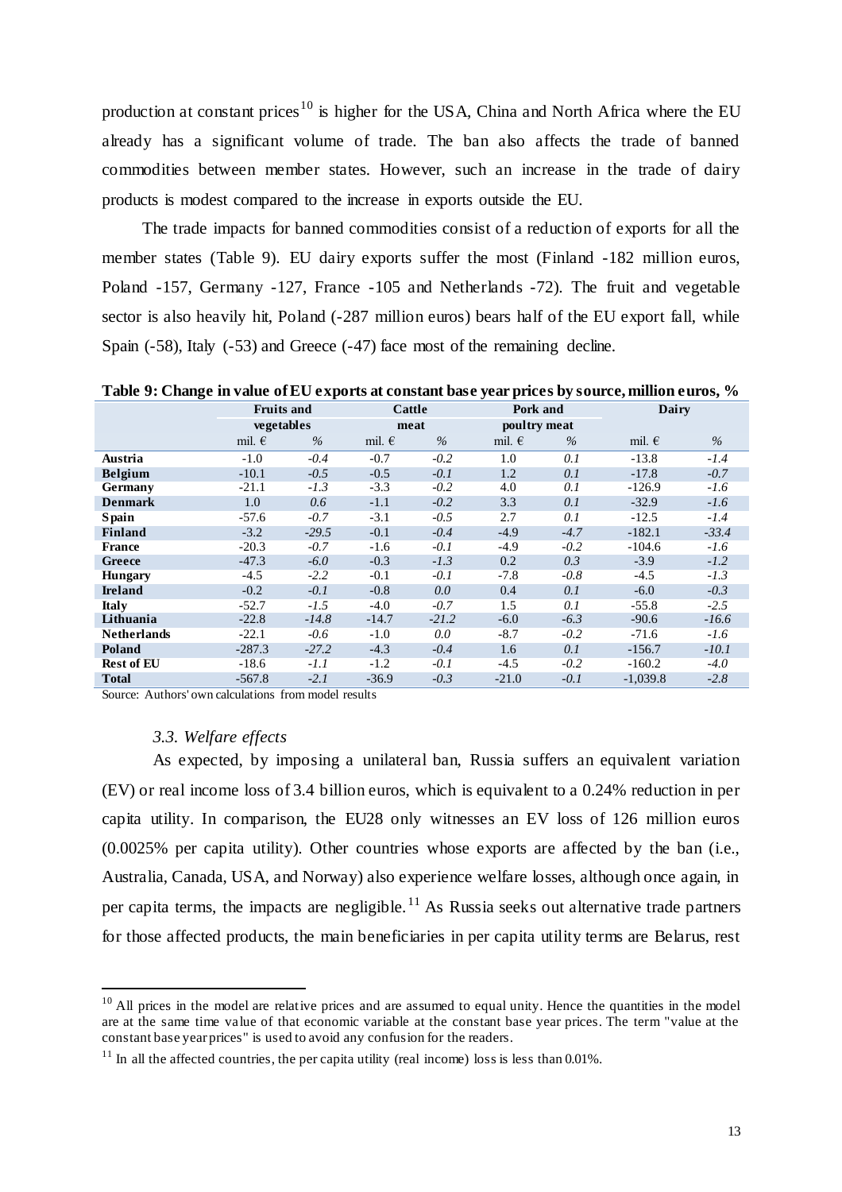production at constant prices[10] is higher for the USA, China and North Africa where the EU already has a significant volume of trade. The ban also affects the trade of banned commodities between member states. However, such an increase in the trade of dairy products is modest compared to the increase in exports outside the EU.

The trade impacts for banned commodities consist of a reduction of exports for all the member states (Table 9). EU dairy exports suffer the most (Finland -182 million euros, Poland -157, Germany -127, France -105 and Netherlands -72). The fruit and vegetable sector is also heavily hit, Poland (-287 million euros) bears half of the EU export fall, while Spain (-58), Italy (-53) and Greece (-47) face most of the remaining decline.

**Table 9: Change in value of EU exports at constant base year prices by source, million euros, %**

| | Fruits and vegetables | | Cattle meat | | Pork and poultry meat | | Dairy | |
|---|---|---|---|---|---|---|---|---|
| | mil. € | *%* | mil. € | *%* | mil. € | *%* | mil. € | *%* |
| **Austria** | -1.0 | *-0.4* | -0.7 | *-0.2* | 1.0 | *0.1* | -13.8 | *-1.4* |
| **Belgium** | -10.1 | *-0.5* | -0.5 | *-0.1* | 1.2 | *0.1* | -17.8 | *-0.7* |
| **Germany** | -21.1 | *-1.3* | -3.3 | *-0.2* | 4.0 | *0.1* | -126.9 | *-1.6* |
| **Denmark** | 1.0 | *0.6* | -1.1 | *-0.2* | 3.3 | *0.1* | -32.9 | *-1.6* |
| **Spain** | -57.6 | *-0.7* | -3.1 | *-0.5* | 2.7 | *0.1* | -12.5 | *-1.4* |
| **Finland** | -3.2 | *-29.5* | -0.1 | *-0.4* | -4.9 | *-4.7* | -182.1 | *-33.4* |
| **France** | -20.3 | *-0.7* | -1.6 | *-0.1* | -4.9 | *-0.2* | -104.6 | *-1.6* |
| **Greece** | -47.3 | *-6.0* | -0.3 | *-1.3* | 0.2 | *0.3* | -3.9 | *-1.2* |
| **Hungary** | -4.5 | *-2.2* | -0.1 | *-0.1* | -7.8 | *-0.8* | -4.5 | *-1.3* |
| **Ireland** | -0.2 | *-0.1* | -0.8 | *0.0* | 0.4 | *0.1* | -6.0 | *-0.3* |
| **Italy** | -52.7 | *-1.5* | -4.0 | *-0.7* | 1.5 | *0.1* | -55.8 | *-2.5* |
| **Lithuania** | -22.8 | *-14.8* | -14.7 | *-21.2* | -6.0 | *-6.3* | -90.6 | *-16.6* |
| **Netherlands** | -22.1 | *-0.6* | -1.0 | *0.0* | -8.7 | *-0.2* | -71.6 | *-1.6* |
| **Poland** | -287.3 | *-27.2* | -4.3 | *-0.4* | 1.6 | *0.1* | -156.7 | *-10.1* |
| **Rest of EU** | -18.6 | *-1.1* | -1.2 | *-0.1* | -4.5 | *-0.2* | -160.2 | *-4.0* |
| **Total** | -567.8 | *-2.1* | -36.9 | *-0.3* | -21.0 | *-0.1* | -1,039.8 | *-2.8* |

Source: Authors' own calculations from model results

### *3.3. Welfare effects*

As expected, by imposing a unilateral ban, Russia suffers an equivalent variation (EV) or real income loss of 3.4 billion euros, which is equivalent to a 0.24% reduction in per capita utility. In comparison, the EU28 only witnesses an EV loss of 126 million euros (0.0025% per capita utility). Other countries whose exports are affected by the ban (i.e., Australia, Canada, USA, and Norway) also experience welfare losses, although once again, in per capita terms, the impacts are negligible.[11] As Russia seeks out alternative trade partners for those affected products, the main beneficiaries in per capita utility terms are Belarus, rest

---

[10] All prices in the model are relative prices and are assumed to equal unity. Hence the quantities in the model are at the same time value of that economic variable at the constant base year prices. The term "value at the constant base year prices" is used to avoid any confusion for the readers.

[11] In all the affected countries, the per capita utility (real income) loss is less than 0.01%.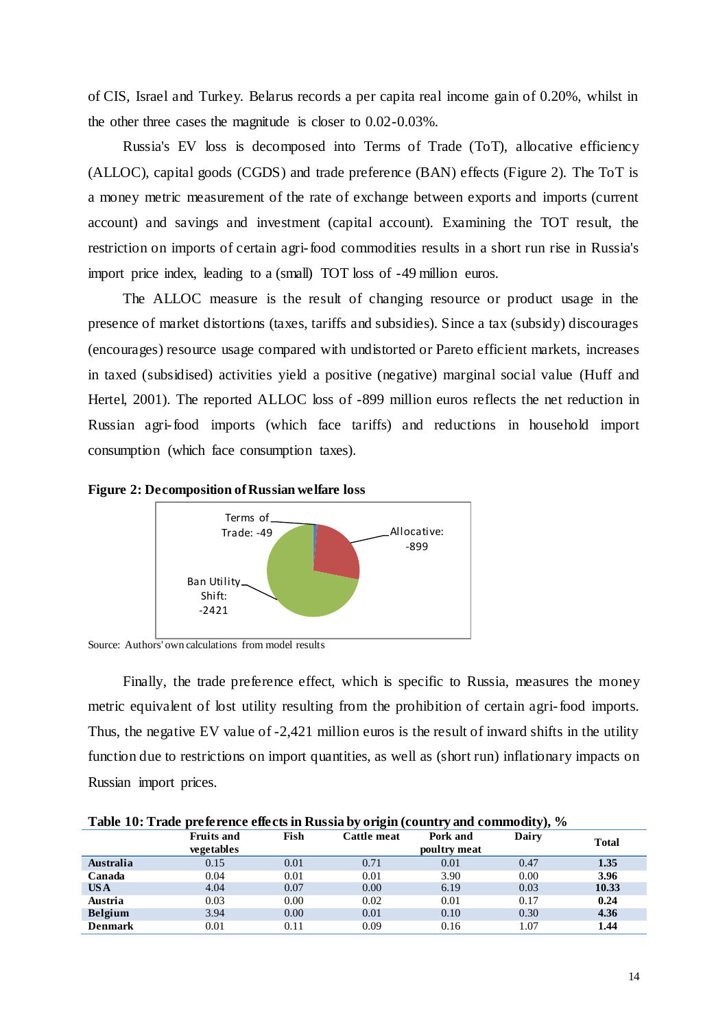of CIS, Israel and Turkey. Belarus records a per capita real income gain of 0.20%, whilst in the other three cases the magnitude is closer to 0.02-0.03%.

Russia's EV loss is decomposed into Terms of Trade (ToT), allocative efficiency (ALLOC), capital goods (CGDS) and trade preference (BAN) effects (Figure 2). The ToT is a money metric measurement of the rate of exchange between exports and imports (current account) and savings and investment (capital account). Examining the TOT result, the restriction on imports of certain agri-food commodities results in a short run rise in Russia's import price index, leading to a (small) TOT loss of -49 million euros.

The ALLOC measure is the result of changing resource or product usage in the presence of market distortions (taxes, tariffs and subsidies). Since a tax (subsidy) discourages (encourages) resource usage compared with undistorted or Pareto efficient markets, increases in taxed (subsidised) activities yield a positive (negative) marginal social value (Huff and Hertel, 2001). The reported ALLOC loss of -899 million euros reflects the net reduction in Russian agri-food imports (which face tariffs) and reductions in household import consumption (which face consumption taxes).

**Figure 2: Decomposition of Russian welfare loss**

Terms of Trade: -49

Allocative: -899

Ban Utility Shift: -2421

Source: Authors' own calculations from model results

Finally, the trade preference effect, which is specific to Russia, measures the money metric equivalent of lost utility resulting from the prohibition of certain agri-food imports. Thus, the negative EV value of -2,421 million euros is the result of inward shifts in the utility function due to restrictions on import quantities, as well as (short run) inflationary impacts on Russian import prices.

**Table 10: Trade preference effects in Russia by origin (country and commodity), %**

| | Fruits and vegetables | Fish | Cattle meat | Pork and poultry meat | Dairy | Total |
|---|---|---|---|---|---|---|
| **Australia** | 0.15 | 0.01 | 0.71 | 0.01 | 0.47 | **1.35** |
| **Canada** | 0.04 | 0.01 | 0.01 | 3.90 | 0.00 | **3.96** |
| **USA** | 4.04 | 0.07 | 0.00 | 6.19 | 0.03 | **10.33** |
| **Austria** | 0.03 | 0.00 | 0.02 | 0.01 | 0.17 | **0.24** |
| **Belgium** | 3.94 | 0.00 | 0.01 | 0.10 | 0.30 | **4.36** |
| **Denmark** | 0.01 | 0.11 | 0.09 | 0.16 | 1.07 | **1.44** |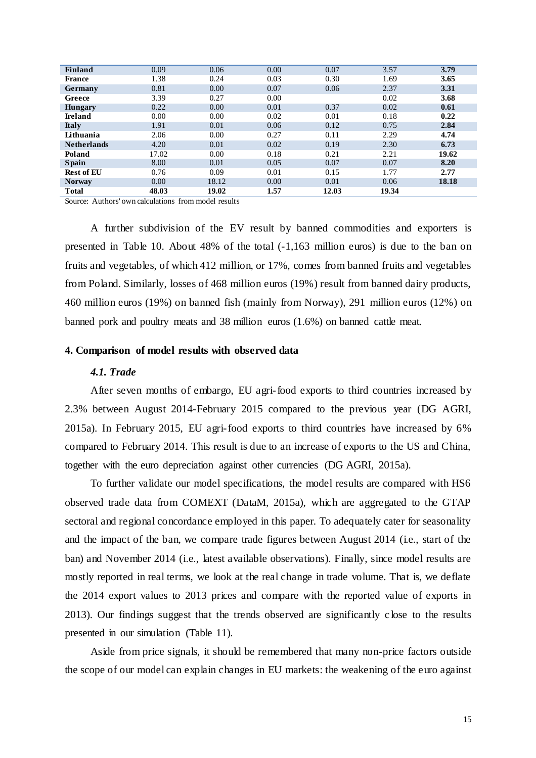| Finland | 0.09 | 0.06 | 0.00 | 0.07 | 3.57 | **3.79** |
|---|---|---|---|---|---|---|
| **France** | 1.38 | 0.24 | 0.03 | 0.30 | 1.69 | **3.65** |
| **Germany** | 0.81 | 0.00 | 0.07 | 0.06 | 2.37 | **3.31** |
| **Greece** | 3.39 | 0.27 | 0.00 | | 0.02 | **3.68** |
| **Hungary** | 0.22 | 0.00 | 0.01 | 0.37 | 0.02 | **0.61** |
| **Ireland** | 0.00 | 0.00 | 0.02 | 0.01 | 0.18 | **0.22** |
| **Italy** | 1.91 | 0.01 | 0.06 | 0.12 | 0.75 | **2.84** |
| **Lithuania** | 2.06 | 0.00 | 0.27 | 0.11 | 2.29 | **4.74** |
| **Netherlands** | 4.20 | 0.01 | 0.02 | 0.19 | 2.30 | **6.73** |
| **Poland** | 17.02 | 0.00 | 0.18 | 0.21 | 2.21 | **19.62** |
| **Spain** | 8.00 | 0.01 | 0.05 | 0.07 | 0.07 | **8.20** |
| **Rest of EU** | 0.76 | 0.09 | 0.01 | 0.15 | 1.77 | **2.77** |
| **Norway** | 0.00 | 18.12 | 0.00 | 0.01 | 0.06 | **18.18** |
| **Total** | **48.03** | **19.02** | **1.57** | **12.03** | **19.34** | |

Source: Authors' own calculations from model results

A further subdivision of the EV result by banned commodities and exporters is presented in Table 10. About 48% of the total (-1,163 million euros) is due to the ban on fruits and vegetables, of which 412 million, or 17%, comes from banned fruits and vegetables from Poland. Similarly, losses of 468 million euros (19%) result from banned dairy products, 460 million euros (19%) on banned fish (mainly from Norway), 291 million euros (12%) on banned pork and poultry meats and 38 million euros (1.6%) on banned cattle meat.

## 4. Comparison of model results with observed data

### *4.1. Trade*

After seven months of embargo, EU agri-food exports to third countries increased by 2.3% between August 2014-February 2015 compared to the previous year (DG AGRI, 2015a). In February 2015, EU agri-food exports to third countries have increased by 6% compared to February 2014. This result is due to an increase of exports to the US and China, together with the euro depreciation against other currencies (DG AGRI, 2015a).

To further validate our model specifications, the model results are compared with HS6 observed trade data from COMEXT (DataM, 2015a), which are aggregated to the GTAP sectoral and regional concordance employed in this paper. To adequately cater for seasonality and the impact of the ban, we compare trade figures between August 2014 (i.e., start of the ban) and November 2014 (i.e., latest available observations). Finally, since model results are mostly reported in real terms, we look at the real change in trade volume. That is, we deflate the 2014 export values to 2013 prices and compare with the reported value of exports in 2013). Our findings suggest that the trends observed are significantly close to the results presented in our simulation (Table 11).

Aside from price signals, it should be remembered that many non-price factors outside the scope of our model can explain changes in EU markets: the weakening of the euro against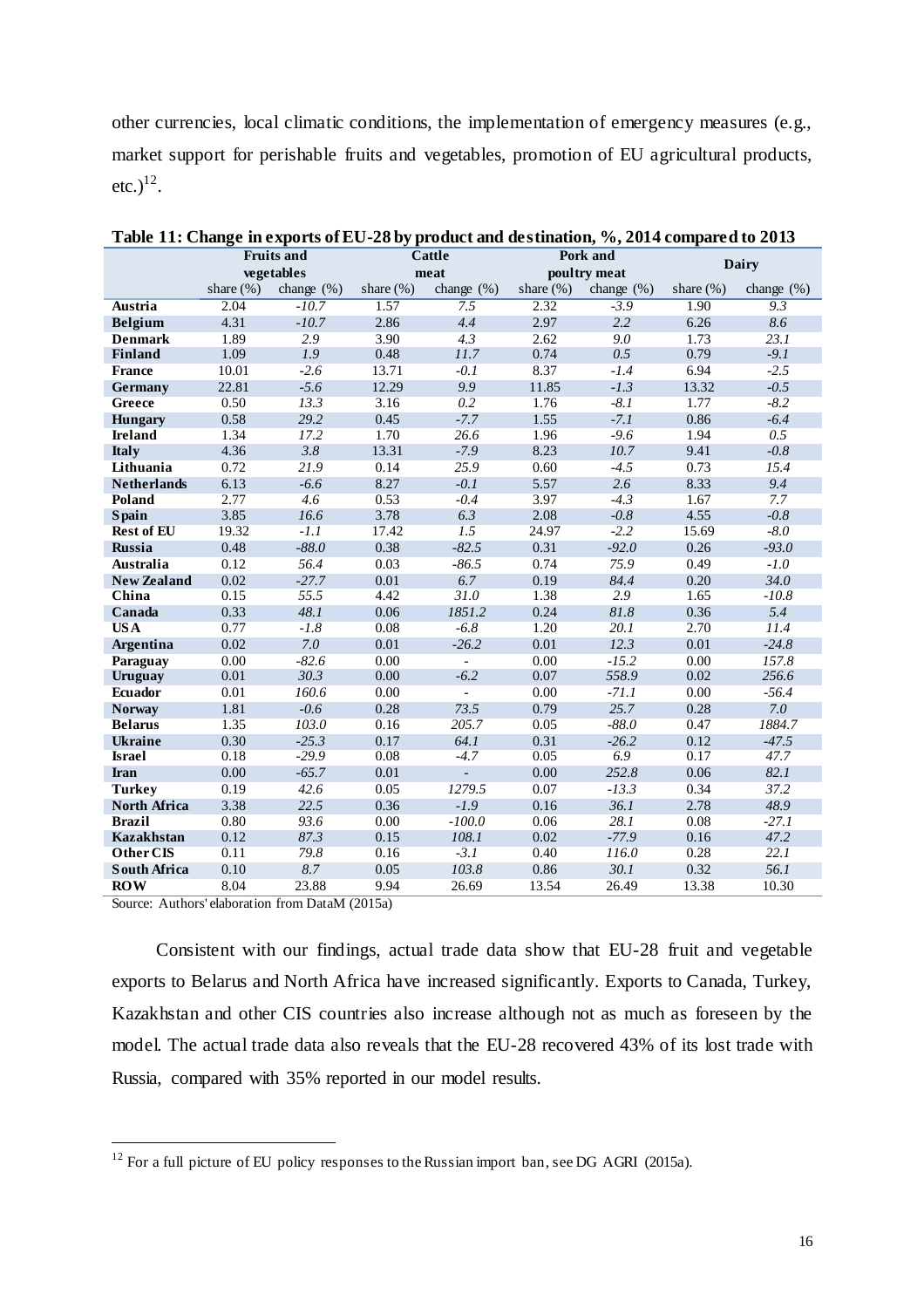other currencies, local climatic conditions, the implementation of emergency measures (e.g., market support for perishable fruits and vegetables, promotion of EU agricultural products, etc.)[12].

**Table 11: Change in exports of EU-28 by product and destination, %, 2014 compared to 2013**

| | Fruits and vegetables | | Cattle meat | | Pork and poultry meat | | Dairy | |
|---|---|---|---|---|---|---|---|---|
| | share (%) | change (%) | share (%) | change (%) | share (%) | change (%) | share (%) | change (%) |
| **Austria** | 2.04 | *-10.7* | 1.57 | *7.5* | 2.32 | *-3.9* | 1.90 | *9.3* |
| **Belgium** | 4.31 | *-10.7* | 2.86 | *4.4* | 2.97 | *2.2* | 6.26 | *8.6* |
| **Denmark** | 1.89 | *2.9* | 3.90 | *4.3* | 2.62 | *9.0* | 1.73 | *23.1* |
| **Finland** | 1.09 | *1.9* | 0.48 | *11.7* | 0.74 | *0.5* | 0.79 | *-9.1* |
| **France** | 10.01 | *-2.6* | 13.71 | *-0.1* | 8.37 | *-1.4* | 6.94 | *-2.5* |
| **Germany** | 22.81 | *-5.6* | 12.29 | *9.9* | 11.85 | *-1.3* | 13.32 | *-0.5* |
| **Greece** | 0.50 | *13.3* | 3.16 | *0.2* | 1.76 | *-8.1* | 1.77 | *-8.2* |
| **Hungary** | 0.58 | *29.2* | 0.45 | *-7.7* | 1.55 | *-7.1* | 0.86 | *-6.4* |
| **Ireland** | 1.34 | *17.2* | 1.70 | *26.6* | 1.96 | *-9.6* | 1.94 | *0.5* |
| **Italy** | 4.36 | *3.8* | 13.31 | *-7.9* | 8.23 | *10.7* | 9.41 | *-0.8* |
| **Lithuania** | 0.72 | *21.9* | 0.14 | *25.9* | 0.60 | *-4.5* | 0.73 | *15.4* |
| **Netherlands** | 6.13 | *-6.6* | 8.27 | *-0.1* | 5.57 | *2.6* | 8.33 | *9.4* |
| **Poland** | 2.77 | *4.6* | 0.53 | *-0.4* | 3.97 | *-4.3* | 1.67 | *7.7* |
| **Spain** | 3.85 | *16.6* | 3.78 | *6.3* | 2.08 | *-0.8* | 4.55 | *-0.8* |
| **Rest of EU** | 19.32 | *-1.1* | 17.42 | *1.5* | 24.97 | *-2.2* | 15.69 | *-8.0* |
| **Russia** | 0.48 | *-88.0* | 0.38 | *-82.5* | 0.31 | *-92.0* | 0.26 | *-93.0* |
| **Australia** | 0.12 | *56.4* | 0.03 | *-86.5* | 0.74 | *75.9* | 0.49 | *-1.0* |
| **New Zealand** | 0.02 | *-27.7* | 0.01 | *6.7* | 0.19 | *84.4* | 0.20 | *34.0* |
| **China** | 0.15 | *55.5* | 4.42 | *31.0* | 1.38 | *2.9* | 1.65 | *-10.8* |
| **Canada** | 0.33 | *48.1* | 0.06 | *1851.2* | 0.24 | *81.8* | 0.36 | *5.4* |
| **USA** | 0.77 | *-1.8* | 0.08 | *-6.8* | 1.20 | *20.1* | 2.70 | *11.4* |
| **Argentina** | 0.02 | *7.0* | 0.01 | *-26.2* | 0.01 | *12.3* | 0.01 | *-24.8* |
| **Paraguay** | 0.00 | *-82.6* | 0.00 | - | 0.00 | *-15.2* | 0.00 | *157.8* |
| **Uruguay** | 0.01 | *30.3* | 0.00 | *-6.2* | 0.07 | *558.9* | 0.02 | *256.6* |
| **Ecuador** | 0.01 | *160.6* | 0.00 | - | 0.00 | *-71.1* | 0.00 | *-56.4* |
| **Norway** | 1.81 | *-0.6* | 0.28 | *73.5* | 0.79 | *25.7* | 0.28 | *7.0* |
| **Belarus** | 1.35 | *103.0* | 0.16 | *205.7* | 0.05 | *-88.0* | 0.47 | *1884.7* |
| **Ukraine** | 0.30 | *-25.3* | 0.17 | *64.1* | 0.31 | *-26.2* | 0.12 | *-47.5* |
| **Israel** | 0.18 | *-29.9* | 0.08 | *-4.7* | 0.05 | *6.9* | 0.17 | *47.7* |
| **Iran** | 0.00 | *-65.7* | 0.01 | - | 0.00 | *252.8* | 0.06 | *82.1* |
| **Turkey** | 0.19 | *42.6* | 0.05 | *1279.5* | 0.07 | *-13.3* | 0.34 | *37.2* |
| **North Africa** | 3.38 | *22.5* | 0.36 | *-1.9* | 0.16 | *36.1* | 2.78 | *48.9* |
| **Brazil** | 0.80 | *93.6* | 0.00 | *-100.0* | 0.06 | *28.1* | 0.08 | *-27.1* |
| **Kazakhstan** | 0.12 | *87.3* | 0.15 | *108.1* | 0.02 | *-77.9* | 0.16 | *47.2* |
| **Other CIS** | 0.11 | *79.8* | 0.16 | *-3.1* | 0.40 | *116.0* | 0.28 | *22.1* |
| **South Africa** | 0.10 | *8.7* | 0.05 | *103.8* | 0.86 | *30.1* | 0.32 | *56.1* |
| **ROW** | 8.04 | 23.88 | 9.94 | 26.69 | 13.54 | 26.49 | 13.38 | 10.30 |

Source: Authors' elaboration from DataM (2015a)

Consistent with our findings, actual trade data show that EU-28 fruit and vegetable exports to Belarus and North Africa have increased significantly. Exports to Canada, Turkey, Kazakhstan and other CIS countries also increase although not as much as foreseen by the model. The actual trade data also reveals that the EU-28 recovered 43% of its lost trade with Russia, compared with 35% reported in our model results.

---

[12] For a full picture of EU policy responses to the Russian import ban, see DG AGRI (2015a).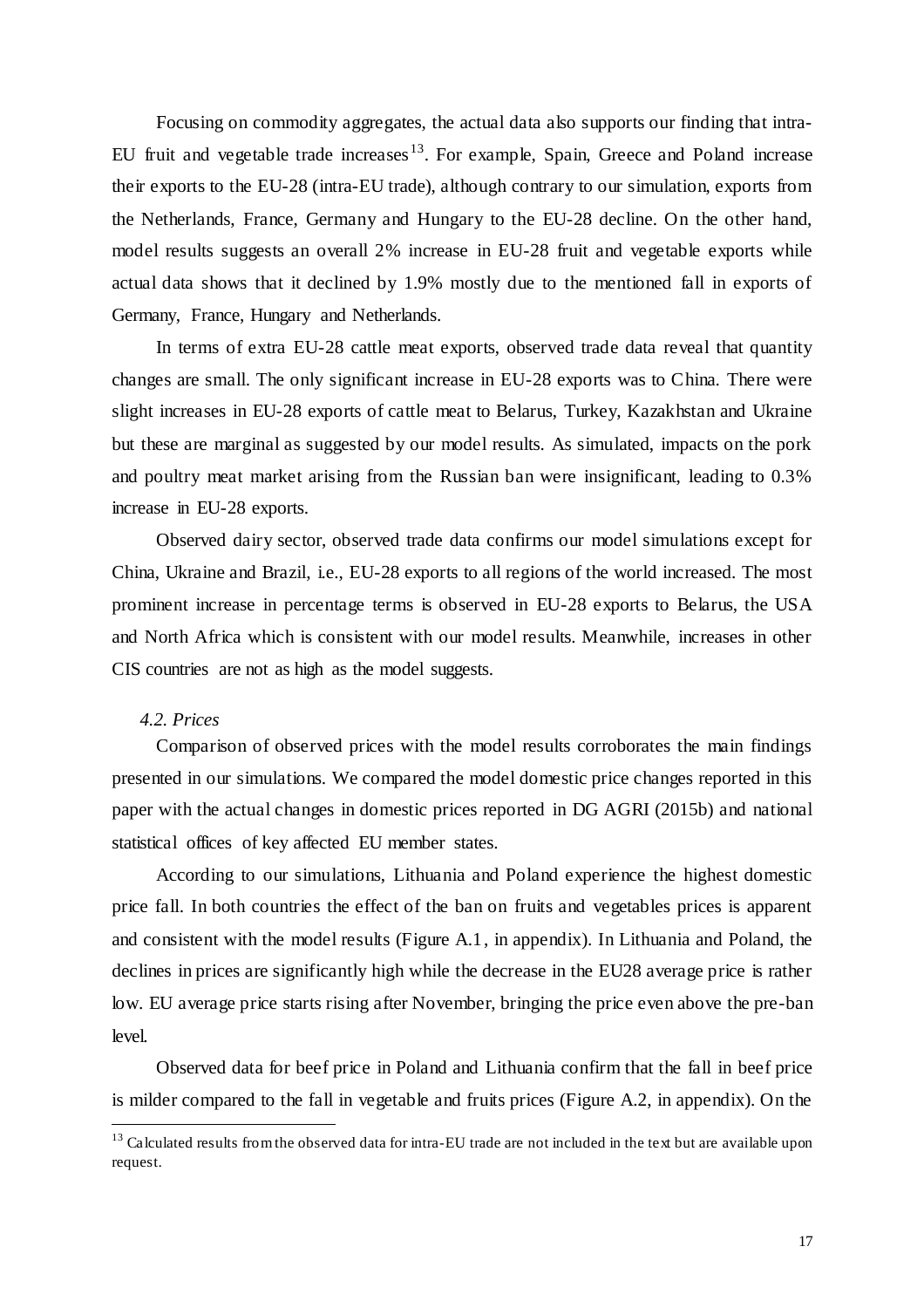Focusing on commodity aggregates, the actual data also supports our finding that intra-EU fruit and vegetable trade increases[13]. For example, Spain, Greece and Poland increase their exports to the EU-28 (intra-EU trade), although contrary to our simulation, exports from the Netherlands, France, Germany and Hungary to the EU-28 decline. On the other hand, model results suggests an overall 2% increase in EU-28 fruit and vegetable exports while actual data shows that it declined by 1.9% mostly due to the mentioned fall in exports of Germany, France, Hungary and Netherlands.

In terms of extra EU-28 cattle meat exports, observed trade data reveal that quantity changes are small. The only significant increase in EU-28 exports was to China. There were slight increases in EU-28 exports of cattle meat to Belarus, Turkey, Kazakhstan and Ukraine but these are marginal as suggested by our model results. As simulated, impacts on the pork and poultry meat market arising from the Russian ban were insignificant, leading to 0.3% increase in EU-28 exports.

Observed dairy sector, observed trade data confirms our model simulations except for China, Ukraine and Brazil, i.e., EU-28 exports to all regions of the world increased. The most prominent increase in percentage terms is observed in EU-28 exports to Belarus, the USA and North Africa which is consistent with our model results. Meanwhile, increases in other CIS countries are not as high as the model suggests.

### *4.2. Prices*

Comparison of observed prices with the model results corroborates the main findings presented in our simulations. We compared the model domestic price changes reported in this paper with the actual changes in domestic prices reported in DG AGRI (2015b) and national statistical offices of key affected EU member states.

According to our simulations, Lithuania and Poland experience the highest domestic price fall. In both countries the effect of the ban on fruits and vegetables prices is apparent and consistent with the model results (Figure A.1, in appendix). In Lithuania and Poland, the declines in prices are significantly high while the decrease in the EU28 average price is rather low. EU average price starts rising after November, bringing the price even above the pre-ban level.

Observed data for beef price in Poland and Lithuania confirm that the fall in beef price is milder compared to the fall in vegetable and fruits prices (Figure A.2, in appendix). On the

---

[13] Calculated results from the observed data for intra-EU trade are not included in the text but are available upon request.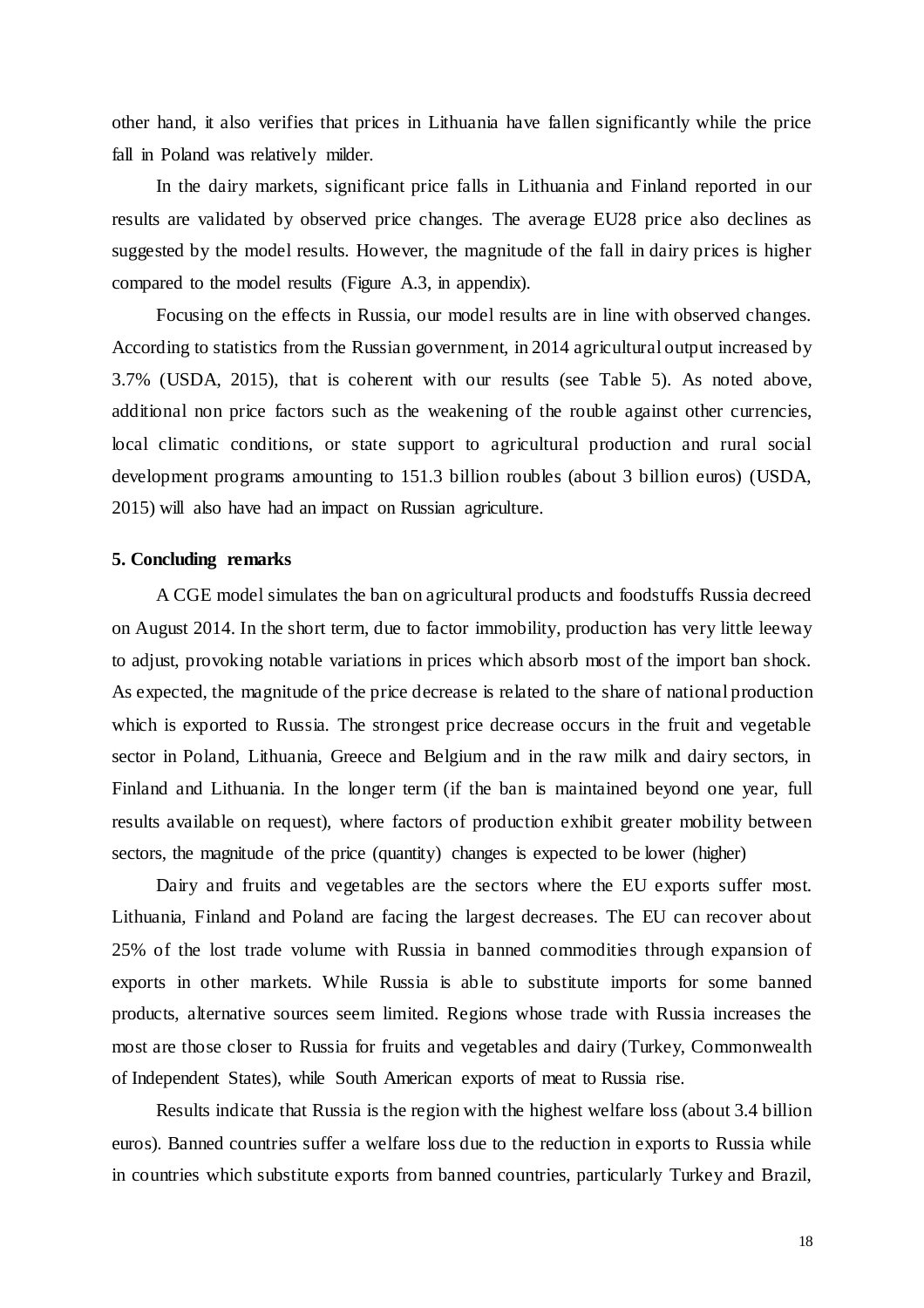other hand, it also verifies that prices in Lithuania have fallen significantly while the price fall in Poland was relatively milder.

In the dairy markets, significant price falls in Lithuania and Finland reported in our results are validated by observed price changes. The average EU28 price also declines as suggested by the model results. However, the magnitude of the fall in dairy prices is higher compared to the model results (Figure A.3, in appendix).

Focusing on the effects in Russia, our model results are in line with observed changes. According to statistics from the Russian government, in 2014 agricultural output increased by 3.7% (USDA, 2015), that is coherent with our results (see Table 5). As noted above, additional non price factors such as the weakening of the rouble against other currencies, local climatic conditions, or state support to agricultural production and rural social development programs amounting to 151.3 billion roubles (about 3 billion euros) (USDA, 2015) will also have had an impact on Russian agriculture.

## 5. Concluding remarks

A CGE model simulates the ban on agricultural products and foodstuffs Russia decreed on August 2014. In the short term, due to factor immobility, production has very little leeway to adjust, provoking notable variations in prices which absorb most of the import ban shock. As expected, the magnitude of the price decrease is related to the share of national production which is exported to Russia. The strongest price decrease occurs in the fruit and vegetable sector in Poland, Lithuania, Greece and Belgium and in the raw milk and dairy sectors, in Finland and Lithuania. In the longer term (if the ban is maintained beyond one year, full results available on request), where factors of production exhibit greater mobility between sectors, the magnitude of the price (quantity) changes is expected to be lower (higher)

Dairy and fruits and vegetables are the sectors where the EU exports suffer most. Lithuania, Finland and Poland are facing the largest decreases. The EU can recover about 25% of the lost trade volume with Russia in banned commodities through expansion of exports in other markets. While Russia is able to substitute imports for some banned products, alternative sources seem limited. Regions whose trade with Russia increases the most are those closer to Russia for fruits and vegetables and dairy (Turkey, Commonwealth of Independent States), while South American exports of meat to Russia rise.

Results indicate that Russia is the region with the highest welfare loss (about 3.4 billion euros). Banned countries suffer a welfare loss due to the reduction in exports to Russia while in countries which substitute exports from banned countries, particularly Turkey and Brazil,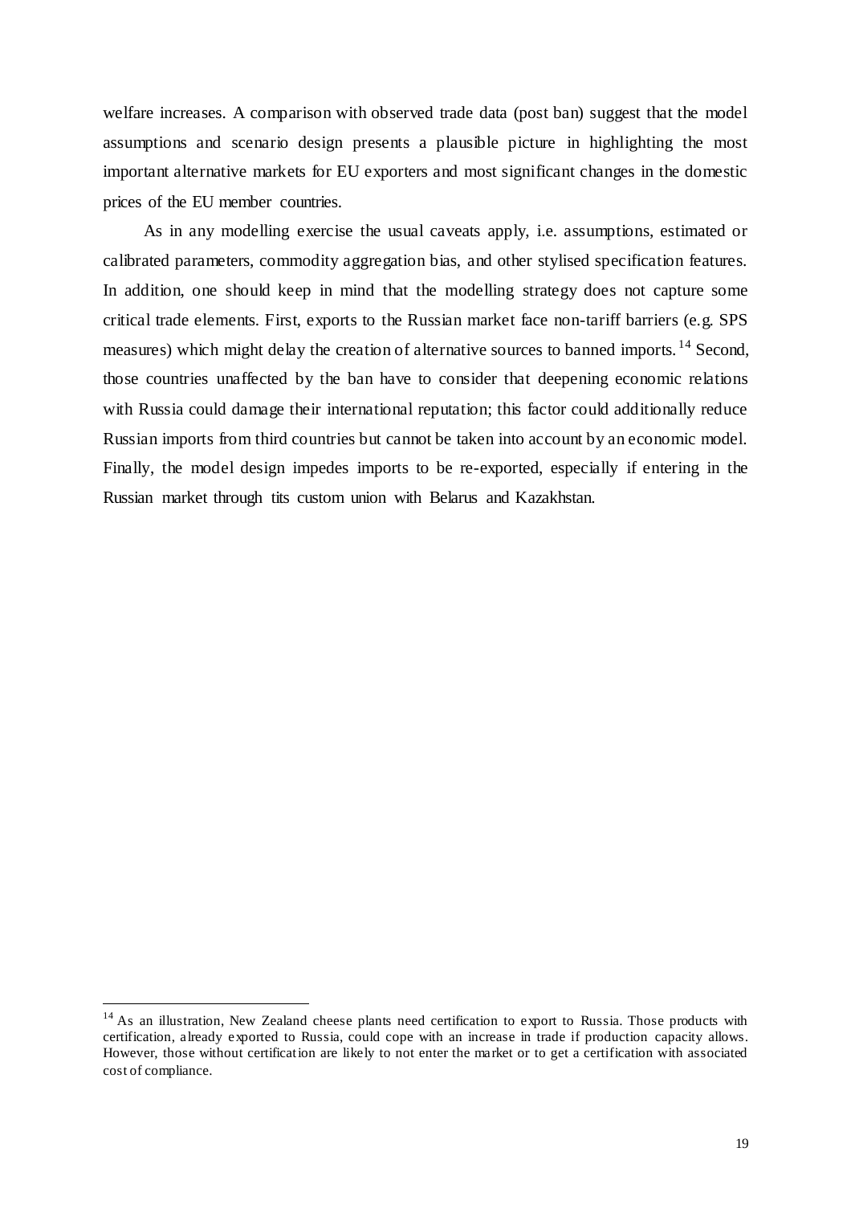welfare increases. A comparison with observed trade data (post ban) suggest that the model assumptions and scenario design presents a plausible picture in highlighting the most important alternative markets for EU exporters and most significant changes in the domestic prices of the EU member countries.

As in any modelling exercise the usual caveats apply, i.e. assumptions, estimated or calibrated parameters, commodity aggregation bias, and other stylised specification features. In addition, one should keep in mind that the modelling strategy does not capture some critical trade elements. First, exports to the Russian market face non-tariff barriers (e.g. SPS measures) which might delay the creation of alternative sources to banned imports.[14] Second, those countries unaffected by the ban have to consider that deepening economic relations with Russia could damage their international reputation; this factor could additionally reduce Russian imports from third countries but cannot be taken into account by an economic model. Finally, the model design impedes imports to be re-exported, especially if entering in the Russian market through tits custom union with Belarus and Kazakhstan.

[14] As an illustration, New Zealand cheese plants need certification to export to Russia. Those products with certification, already exported to Russia, could cope with an increase in trade if production capacity allows. However, those without certification are likely to not enter the market or to get a certification with associated cost of compliance.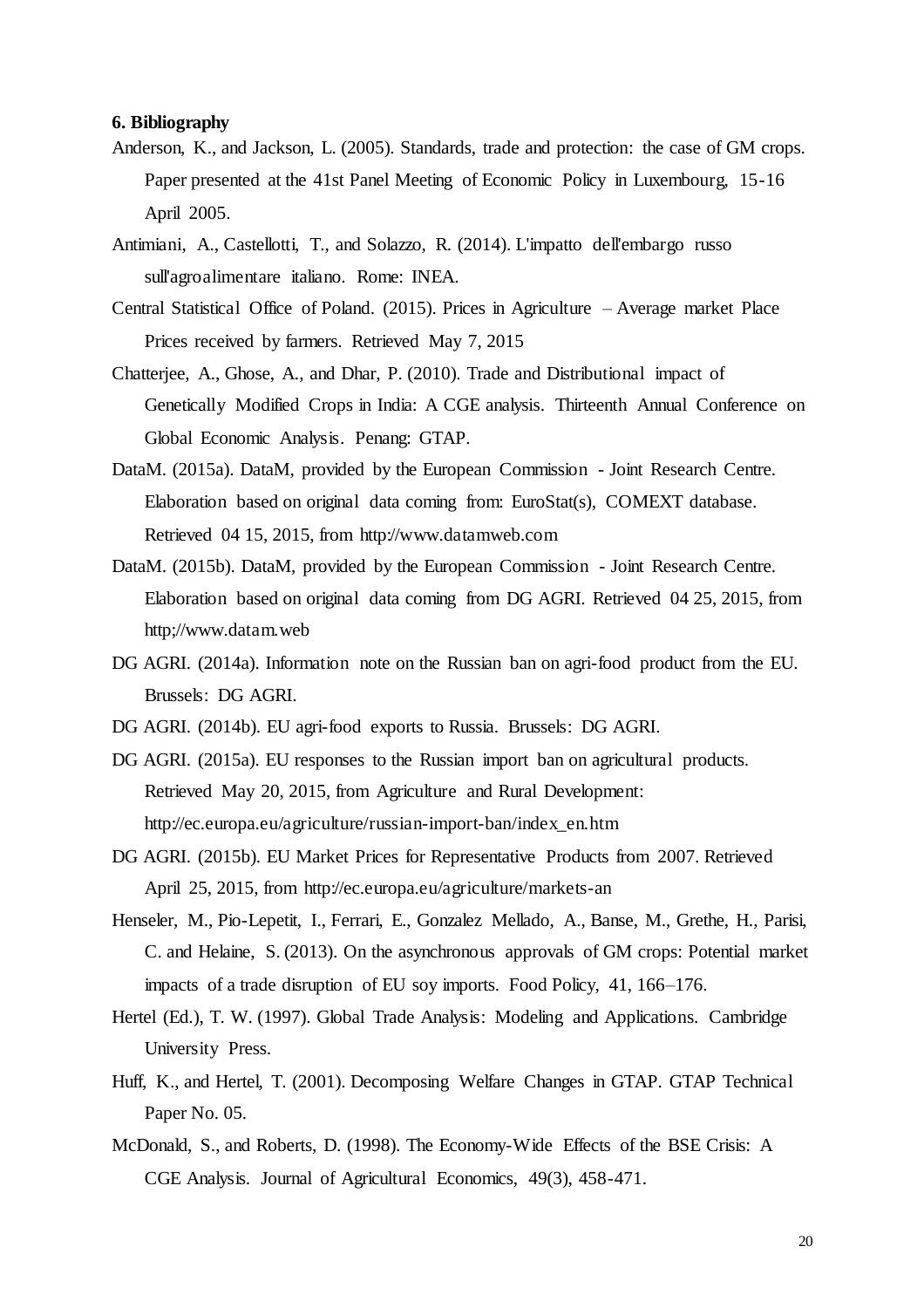**6. Bibliography**

Anderson, K., and Jackson, L. (2005). Standards, trade and protection: the case of GM crops. Paper presented at the 41st Panel Meeting of Economic Policy in Luxembourg, 15-16 April 2005.

Antimiani, A., Castellotti, T., and Solazzo, R. (2014). L'impatto dell'embargo russo sull'agroalimentare italiano. Rome: INEA.

Central Statistical Office of Poland. (2015). Prices in Agriculture – Average market Place Prices received by farmers. Retrieved May 7, 2015

Chatterjee, A., Ghose, A., and Dhar, P. (2010). Trade and Distributional impact of Genetically Modified Crops in India: A CGE analysis. Thirteenth Annual Conference on Global Economic Analysis. Penang: GTAP.

DataM. (2015a). DataM, provided by the European Commission - Joint Research Centre. Elaboration based on original data coming from: EuroStat(s), COMEXT database. Retrieved 04 15, 2015, from http://www.datamweb.com

DataM. (2015b). DataM, provided by the European Commission - Joint Research Centre. Elaboration based on original data coming from DG AGRI. Retrieved 04 25, 2015, from http;//www.datam.web

DG AGRI. (2014a). Information note on the Russian ban on agri-food product from the EU. Brussels: DG AGRI.

DG AGRI. (2014b). EU agri-food exports to Russia. Brussels: DG AGRI.

DG AGRI. (2015a). EU responses to the Russian import ban on agricultural products. Retrieved May 20, 2015, from Agriculture and Rural Development: http://ec.europa.eu/agriculture/russian-import-ban/index_en.htm

DG AGRI. (2015b). EU Market Prices for Representative Products from 2007. Retrieved April 25, 2015, from http://ec.europa.eu/agriculture/markets-an

Henseler, M., Pio-Lepetit, I., Ferrari, E., Gonzalez Mellado, A., Banse, M., Grethe, H., Parisi, C. and Helaine, S. (2013). On the asynchronous approvals of GM crops: Potential market impacts of a trade disruption of EU soy imports. Food Policy, 41, 166–176.

Hertel (Ed.), T. W. (1997). Global Trade Analysis: Modeling and Applications. Cambridge University Press.

Huff, K., and Hertel, T. (2001). Decomposing Welfare Changes in GTAP. GTAP Technical Paper No. 05.

McDonald, S., and Roberts, D. (1998). The Economy-Wide Effects of the BSE Crisis: A CGE Analysis. Journal of Agricultural Economics, 49(3), 458-471.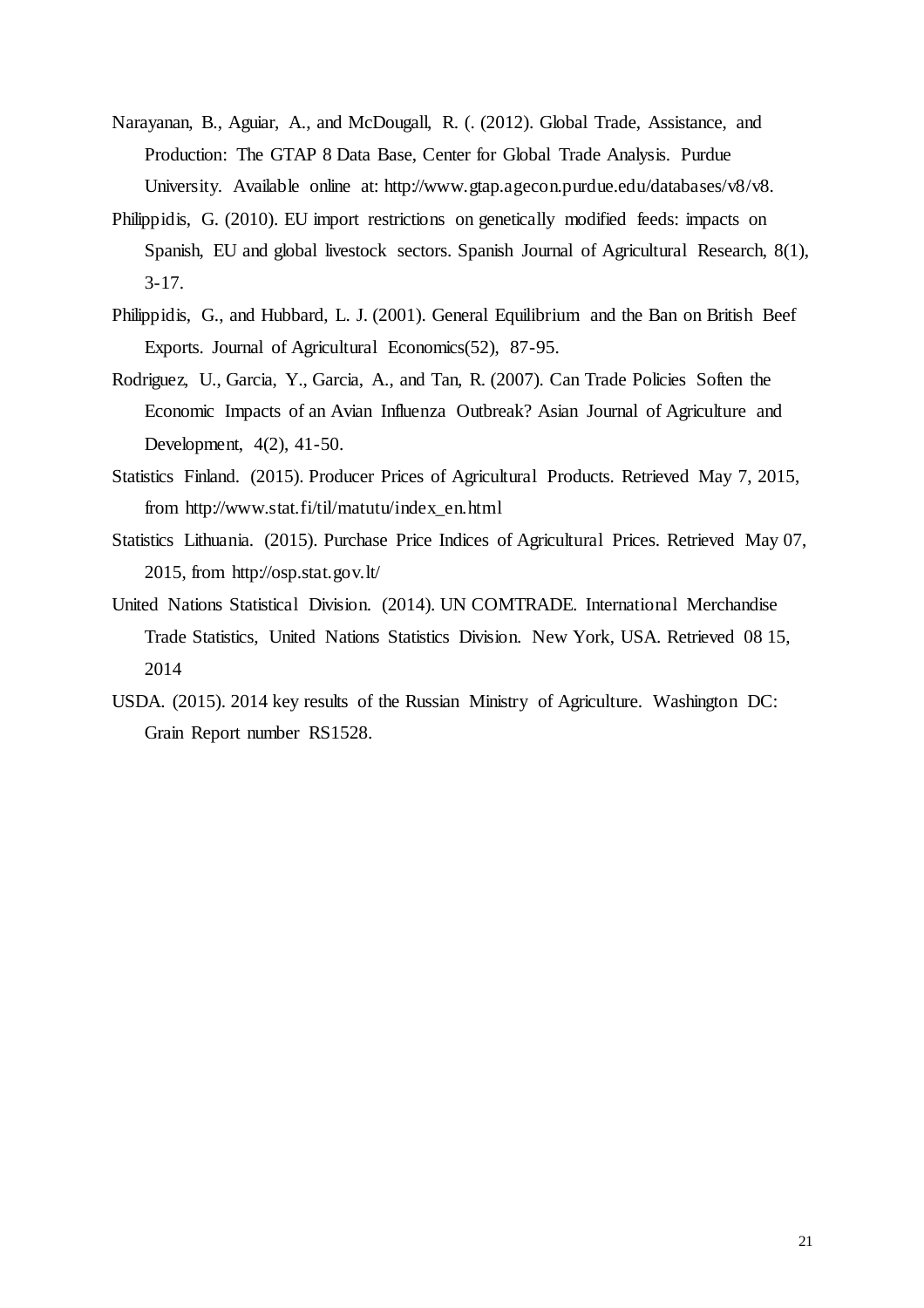Narayanan, B., Aguiar, A., and McDougall, R. (. (2012). Global Trade, Assistance, and Production: The GTAP 8 Data Base, Center for Global Trade Analysis. Purdue University. Available online at: http://www.gtap.agecon.purdue.edu/databases/v8/v8.

Philippidis, G. (2010). EU import restrictions on genetically modified feeds: impacts on Spanish, EU and global livestock sectors. Spanish Journal of Agricultural Research, 8(1), 3-17.

Philippidis, G., and Hubbard, L. J. (2001). General Equilibrium and the Ban on British Beef Exports. Journal of Agricultural Economics(52), 87-95.

Rodriguez, U., Garcia, Y., Garcia, A., and Tan, R. (2007). Can Trade Policies Soften the Economic Impacts of an Avian Influenza Outbreak? Asian Journal of Agriculture and Development, 4(2), 41-50.

Statistics Finland. (2015). Producer Prices of Agricultural Products. Retrieved May 7, 2015, from http://www.stat.fi/til/matutu/index_en.html

Statistics Lithuania. (2015). Purchase Price Indices of Agricultural Prices. Retrieved May 07, 2015, from http://osp.stat.gov.lt/

United Nations Statistical Division. (2014). UN COMTRADE. International Merchandise Trade Statistics, United Nations Statistics Division. New York, USA. Retrieved 08 15, 2014

USDA. (2015). 2014 key results of the Russian Ministry of Agriculture. Washington DC: Grain Report number RS1528.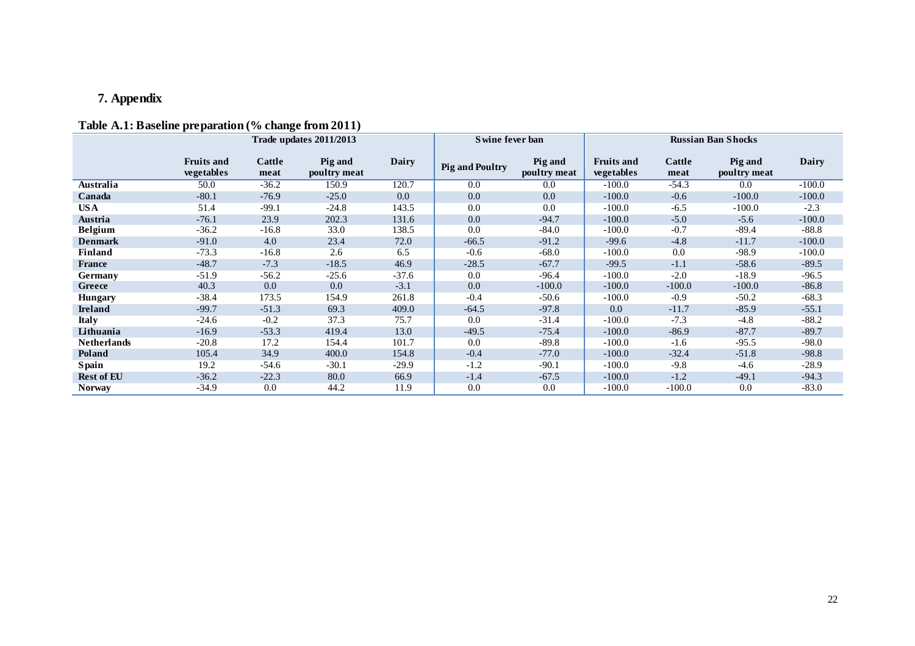# 7. Appendix

## Table A.1: Baseline preparation (% change from 2011)

| | Trade updates 2011/2013 | | | | Swine fever ban | | Russian Ban Shocks | | | |
|---|---|---|---|---|---|---|---|---|---|---|
| | **Fruits and vegetables** | **Cattle meat** | **Pig and poultry meat** | **Dairy** | **Pig and Poultry** | **Pig and poultry meat** | **Fruits and vegetables** | **Cattle meat** | **Pig and poultry meat** | **Dairy** |
| **Australia** | 50.0 | -36.2 | 150.9 | 120.7 | 0.0 | 0.0 | -100.0 | -54.3 | 0.0 | -100.0 |
| **Canada** | -80.1 | -76.9 | -25.0 | 0.0 | 0.0 | 0.0 | -100.0 | -0.6 | -100.0 | -100.0 |
| **USA** | 51.4 | -99.1 | -24.8 | 143.5 | 0.0 | 0.0 | -100.0 | -6.5 | -100.0 | -2.3 |
| **Austria** | -76.1 | 23.9 | 202.3 | 131.6 | 0.0 | -94.7 | -100.0 | -5.0 | -5.6 | -100.0 |
| **Belgium** | -36.2 | -16.8 | 33.0 | 138.5 | 0.0 | -84.0 | -100.0 | -0.7 | -89.4 | -88.8 |
| **Denmark** | -91.0 | 4.0 | 23.4 | 72.0 | -66.5 | -91.2 | -99.6 | -4.8 | -11.7 | -100.0 |
| **Finland** | -73.3 | -16.8 | 2.6 | 6.5 | -0.6 | -68.0 | -100.0 | 0.0 | -98.9 | -100.0 |
| **France** | -48.7 | -7.3 | -18.5 | 46.9 | -28.5 | -67.7 | -99.5 | -1.1 | -58.6 | -89.5 |
| **Germany** | -51.9 | -56.2 | -25.6 | -37.6 | 0.0 | -96.4 | -100.0 | -2.0 | -18.9 | -96.5 |
| **Greece** | 40.3 | 0.0 | 0.0 | -3.1 | 0.0 | -100.0 | -100.0 | -100.0 | -100.0 | -86.8 |
| **Hungary** | -38.4 | 173.5 | 154.9 | 261.8 | -0.4 | -50.6 | -100.0 | -0.9 | -50.2 | -68.3 |
| **Ireland** | -99.7 | -51.3 | 69.3 | 409.0 | -64.5 | -97.8 | 0.0 | -11.7 | -85.9 | -55.1 |
| **Italy** | -24.6 | -0.2 | 37.3 | 75.7 | 0.0 | -31.4 | -100.0 | -7.3 | -4.8 | -88.2 |
| **Lithuania** | -16.9 | -53.3 | 419.4 | 13.0 | -49.5 | -75.4 | -100.0 | -86.9 | -87.7 | -89.7 |
| **Netherlands** | -20.8 | 17.2 | 154.4 | 101.7 | 0.0 | -89.8 | -100.0 | -1.6 | -95.5 | -98.0 |
| **Poland** | 105.4 | 34.9 | 400.0 | 154.8 | -0.4 | -77.0 | -100.0 | -32.4 | -51.8 | -98.8 |
| **Spain** | 19.2 | -54.6 | -30.1 | -29.9 | -1.2 | -90.1 | -100.0 | -9.8 | -4.6 | -28.9 |
| **Rest of EU** | -36.2 | -22.3 | 80.0 | 66.9 | -1.4 | -67.5 | -100.0 | -1.2 | -49.1 | -94.3 |
| **Norway** | -34.9 | 0.0 | 44.2 | 11.9 | 0.0 | 0.0 | -100.0 | -100.0 | 0.0 | -83.0 |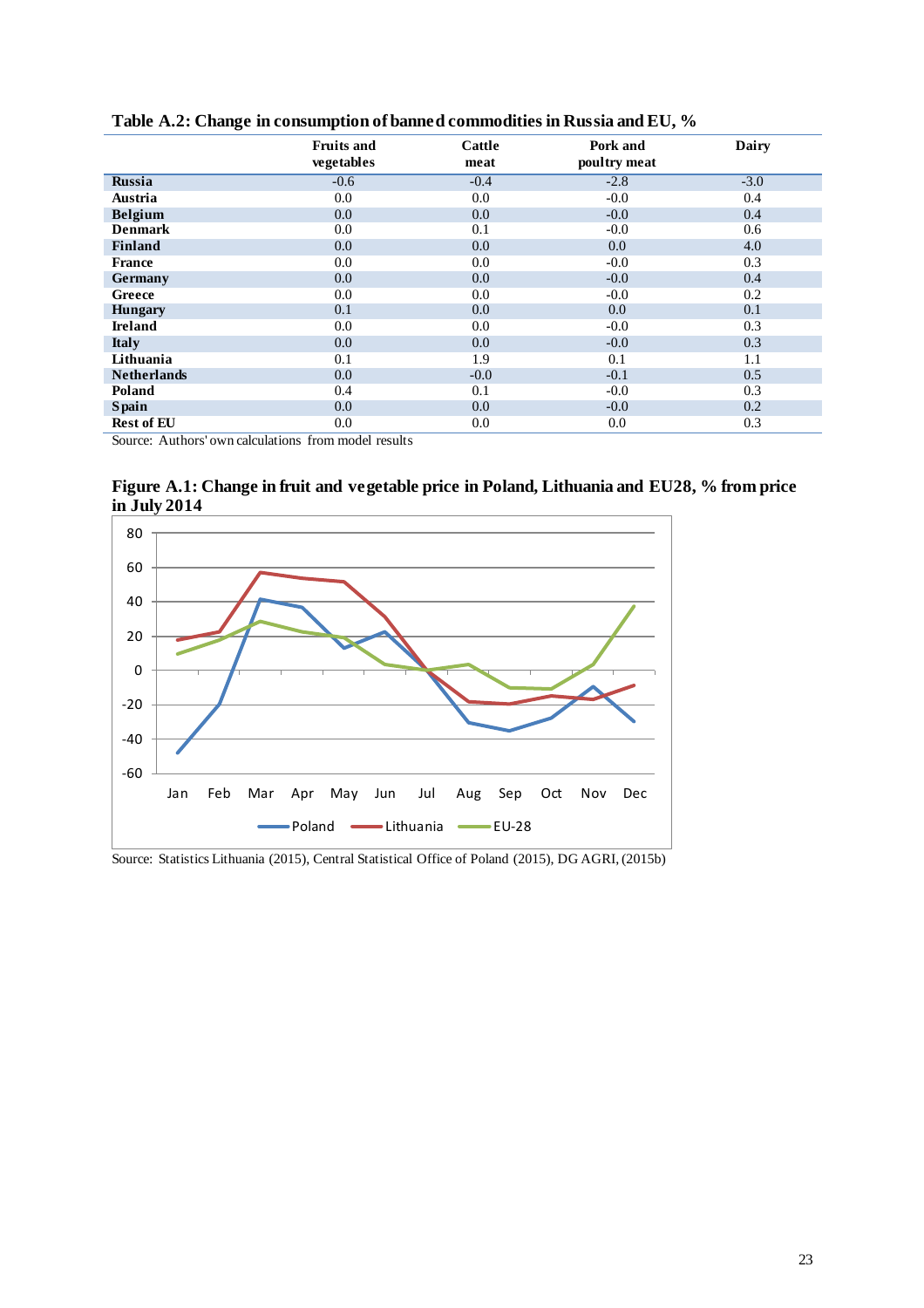**Table A.2: Change in consumption of banned commodities in Russia and EU, %**

| | Fruits and vegetables | Cattle meat | Pork and poultry meat | Dairy |
|---|---|---|---|---|
| **Russia** | -0.6 | -0.4 | -2.8 | -3.0 |
| **Austria** | 0.0 | 0.0 | -0.0 | 0.4 |
| **Belgium** | 0.0 | 0.0 | -0.0 | 0.4 |
| **Denmark** | 0.0 | 0.1 | -0.0 | 0.6 |
| **Finland** | 0.0 | 0.0 | 0.0 | 4.0 |
| **France** | 0.0 | 0.0 | -0.0 | 0.3 |
| **Germany** | 0.0 | 0.0 | -0.0 | 0.4 |
| **Greece** | 0.0 | 0.0 | -0.0 | 0.2 |
| **Hungary** | 0.1 | 0.0 | 0.0 | 0.1 |
| **Ireland** | 0.0 | 0.0 | -0.0 | 0.3 |
| **Italy** | 0.0 | 0.0 | -0.0 | 0.3 |
| **Lithuania** | 0.1 | 1.9 | 0.1 | 1.1 |
| **Netherlands** | 0.0 | -0.0 | -0.1 | 0.5 |
| **Poland** | 0.4 | 0.1 | -0.0 | 0.3 |
| **Spain** | 0.0 | 0.0 | -0.0 | 0.2 |
| **Rest of EU** | 0.0 | 0.0 | 0.0 | 0.3 |

Source: Authors' own calculations from model results

**Figure A.1: Change in fruit and vegetable price in Poland, Lithuania and EU28, % from price in July 2014**

Source: Statistics Lithuania (2015), Central Statistical Office of Poland (2015), DG AGRI, (2015b)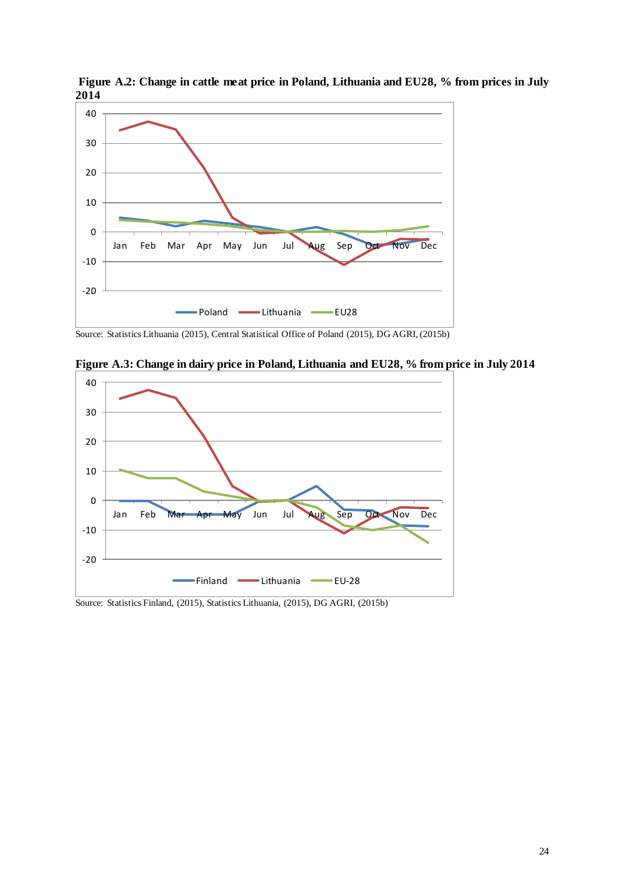**Figure A.2: Change in cattle meat price in Poland, Lithuania and EU28, % from prices in July 2014**

40
30
20
10
0
-10
-20

Jan Feb Mar Apr May Jun Jul Aug Sep Oct Nov Dec

Poland Lithuania EU28

Source: Statistics Lithuania (2015), Central Statistical Office of Poland (2015), DG AGRI, (2015b)

**Figure A.3: Change in dairy price in Poland, Lithuania and EU28, % from price in July 2014**

40
30
20
10
0
-10
-20

Jan Feb Mar Apr May Jun Jul Aug Sep Oct Nov Dec

Finland Lithuania EU-28

Source: Statistics Finland, (2015), Statistics Lithuania, (2015), DG AGRI, (2015b)